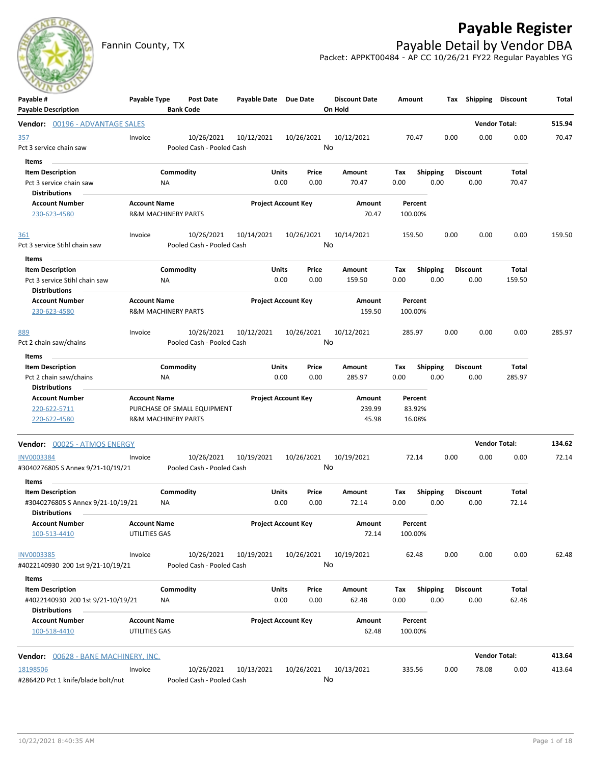# Payable Register

Fannin County, TX

## Payable Detail by Vendor DBA

Packet: APPKT00484 - AP CC 10/26/21 FY22 Regular Payables YG

| Payable # / Payable Description | Payable Type | Post Date / Bank Code | Payable Date | Due Date | Discount Date / On Hold | Amount | Tax | Shipping | Discount | Total |
|---|---|---|---|---|---|---|---|---|---|---|

**Vendor: 00196 - ADVANTAGE SALES** — Vendor Total: **515.94**

| Payable # | Payable Type | Post Date | Payable Date | Due Date | Discount Date | Amount | Tax | Shipping | Discount | Total |
|---|---|---|---|---|---|---|---|---|---|---|
| 357 | Invoice | 10/26/2021 | 10/12/2021 | 10/26/2021 | 10/12/2021 | 70.47 | 0.00 | 0.00 | 0.00 | 70.47 |
| Pct 3 service chain saw | | Pooled Cash - Pooled Cash | | | No | | | | | |

Items

| Item Description | Commodity | Units | Price | Amount | Tax | Shipping | Discount | Total |
|---|---|---|---|---|---|---|---|---|
| Pct 3 service chain saw | NA | 0.00 | 0.00 | 70.47 | 0.00 | 0.00 | 0.00 | 70.47 |

Distributions

| Account Number | Account Name | Project Account Key | Amount | Percent |
|---|---|---|---|---|
| 230-623-4580 | R&M MACHINERY PARTS | | 70.47 | 100.00% |

| Payable # | Payable Type | Post Date | Payable Date | Due Date | Discount Date | Amount | Tax | Shipping | Discount | Total |
|---|---|---|---|---|---|---|---|---|---|---|
| 361 | Invoice | 10/26/2021 | 10/14/2021 | 10/26/2021 | 10/14/2021 | 159.50 | 0.00 | 0.00 | 0.00 | 159.50 |
| Pct 3 service Stihl chain saw | | Pooled Cash - Pooled Cash | | | No | | | | | |

Items

| Item Description | Commodity | Units | Price | Amount | Tax | Shipping | Discount | Total |
|---|---|---|---|---|---|---|---|---|
| Pct 3 service Stihl chain saw | NA | 0.00 | 0.00 | 159.50 | 0.00 | 0.00 | 0.00 | 159.50 |

Distributions

| Account Number | Account Name | Project Account Key | Amount | Percent |
|---|---|---|---|---|
| 230-623-4580 | R&M MACHINERY PARTS | | 159.50 | 100.00% |

| Payable # | Payable Type | Post Date | Payable Date | Due Date | Discount Date | Amount | Tax | Shipping | Discount | Total |
|---|---|---|---|---|---|---|---|---|---|---|
| 889 | Invoice | 10/26/2021 | 10/12/2021 | 10/26/2021 | 10/12/2021 | 285.97 | 0.00 | 0.00 | 0.00 | 285.97 |
| Pct 2 chain saw/chains | | Pooled Cash - Pooled Cash | | | No | | | | | |

Items

| Item Description | Commodity | Units | Price | Amount | Tax | Shipping | Discount | Total |
|---|---|---|---|---|---|---|---|---|
| Pct 2 chain saw/chains | NA | 0.00 | 0.00 | 285.97 | 0.00 | 0.00 | 0.00 | 285.97 |

Distributions

| Account Number | Account Name | Project Account Key | Amount | Percent |
|---|---|---|---|---|
| 220-622-5711 | PURCHASE OF SMALL EQUIPMENT | | 239.99 | 83.92% |
| 220-622-4580 | R&M MACHINERY PARTS | | 45.98 | 16.08% |

**Vendor: 00025 - ATMOS ENERGY** — Vendor Total: **134.62**

| Payable # | Payable Type | Post Date | Payable Date | Due Date | Discount Date | Amount | Tax | Shipping | Discount | Total |
|---|---|---|---|---|---|---|---|---|---|---|
| INV0003384 | Invoice | 10/26/2021 | 10/19/2021 | 10/26/2021 | 10/19/2021 | 72.14 | 0.00 | 0.00 | 0.00 | 72.14 |
| #3040276805 S Annex 9/21-10/19/21 | | Pooled Cash - Pooled Cash | | | No | | | | | |

Items

| Item Description | Commodity | Units | Price | Amount | Tax | Shipping | Discount | Total |
|---|---|---|---|---|---|---|---|---|
| #3040276805 S Annex 9/21-10/19/21 | NA | 0.00 | 0.00 | 72.14 | 0.00 | 0.00 | 0.00 | 72.14 |

Distributions

| Account Number | Account Name | Project Account Key | Amount | Percent |
|---|---|---|---|---|
| 100-513-4410 | UTILITIES GAS | | 72.14 | 100.00% |

| Payable # | Payable Type | Post Date | Payable Date | Due Date | Discount Date | Amount | Tax | Shipping | Discount | Total |
|---|---|---|---|---|---|---|---|---|---|---|
| INV0003385 | Invoice | 10/26/2021 | 10/19/2021 | 10/26/2021 | 10/19/2021 | 62.48 | 0.00 | 0.00 | 0.00 | 62.48 |
| #4022140930 200 1st 9/21-10/19/21 | | Pooled Cash - Pooled Cash | | | No | | | | | |

Items

| Item Description | Commodity | Units | Price | Amount | Tax | Shipping | Discount | Total |
|---|---|---|---|---|---|---|---|---|
| #4022140930 200 1st 9/21-10/19/21 | NA | 0.00 | 0.00 | 62.48 | 0.00 | 0.00 | 0.00 | 62.48 |

Distributions

| Account Number | Account Name | Project Account Key | Amount | Percent |
|---|---|---|---|---|
| 100-518-4410 | UTILITIES GAS | | 62.48 | 100.00% |

**Vendor: 00628 - BANE MACHINERY, INC.** — Vendor Total: **413.64**

| Payable # | Payable Type | Post Date | Payable Date | Due Date | Discount Date | Amount | Tax | Shipping | Discount | Total |
|---|---|---|---|---|---|---|---|---|---|---|
| 18198506 | Invoice | 10/26/2021 | 10/13/2021 | 10/26/2021 | 10/13/2021 | 335.56 | 0.00 | 78.08 | 0.00 | 413.64 |
| #28642D Pct 1 knife/blade bolt/nut | | Pooled Cash - Pooled Cash | | | No | | | | | |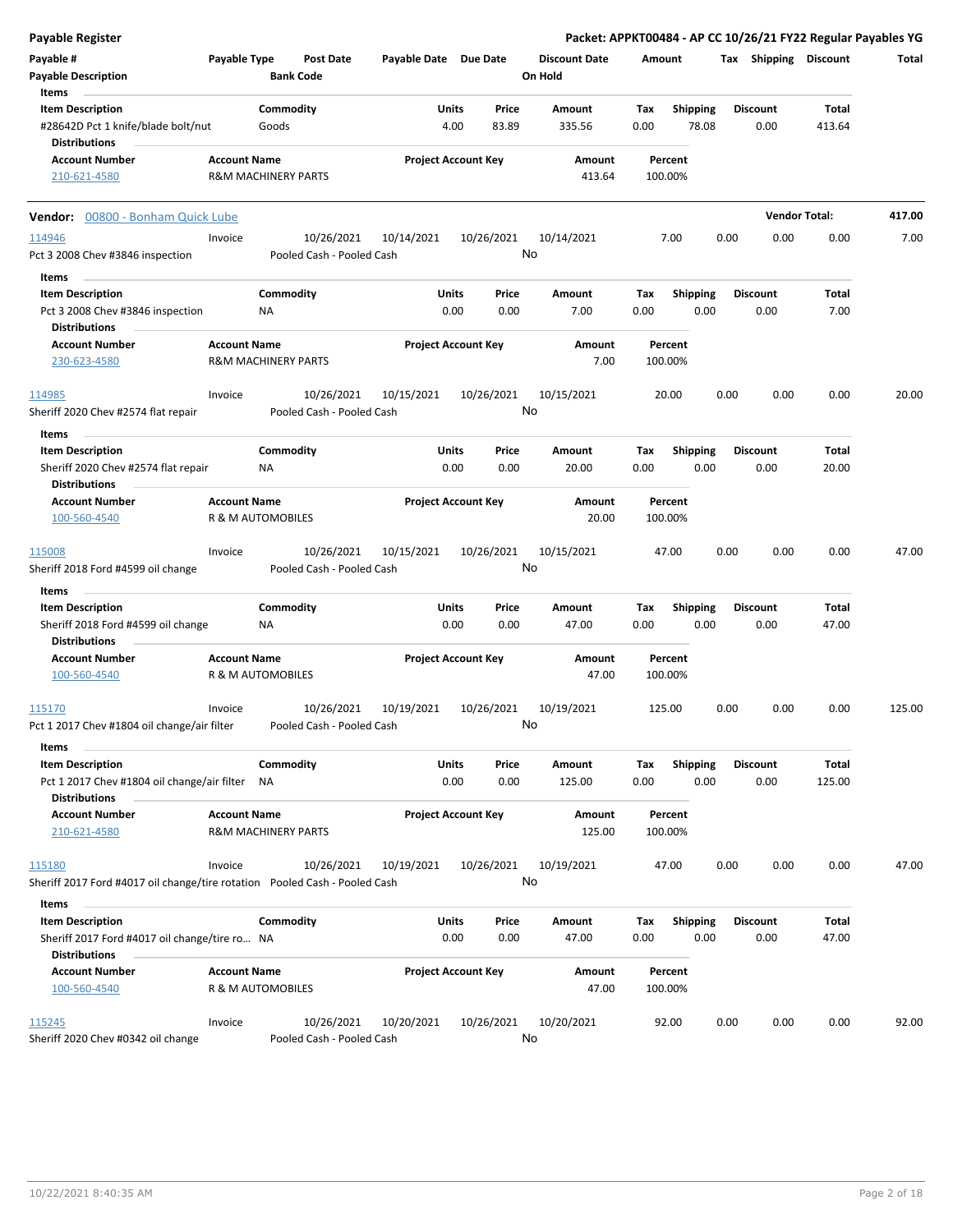# Payable Register

**Packet: APPKT00484 - AP CC 10/26/21 FY22 Regular Payables YG**

| Payable # | Payable Type | Post Date | Payable Date | Due Date | Discount Date | Amount | Tax | Shipping | Discount | Total |
|---|---|---|---|---|---|---|---|---|---|---|
| **Payable Description** | | **Bank Code** | | | **On Hold** | | | | | |

**Items**

| Item Description | Commodity | Units | Price | Amount | Tax | Shipping | Discount | Total |
|---|---|---|---|---|---|---|---|---|
| #28642D Pct 1 knife/blade bolt/nut | Goods | 4.00 | 83.89 | 335.56 | 0.00 | 78.08 | 0.00 | 413.64 |

**Distributions**

| Account Number | Account Name | Project Account Key | Amount | Percent |
|---|---|---|---|---|
| 210-621-4580 | R&M MACHINERY PARTS | | 413.64 | 100.00% |

---

**Vendor:** 00800 - Bonham Quick Lube — **Vendor Total: 417.00**

| Payable # | Payable Type | Post Date | Payable Date | Due Date | Discount Date | Amount | Tax | Shipping | Discount | Total |
|---|---|---|---|---|---|---|---|---|---|---|
| 114946 | Invoice | 10/26/2021 | 10/14/2021 | 10/26/2021 | 10/14/2021 | 7.00 | 0.00 | 0.00 | 0.00 | 7.00 |
| Pct 3 2008 Chev #3846 inspection | | Pooled Cash - Pooled Cash | | | No | | | | | |

**Items**

| Item Description | Commodity | Units | Price | Amount | Tax | Shipping | Discount | Total |
|---|---|---|---|---|---|---|---|---|
| Pct 3 2008 Chev #3846 inspection | NA | 0.00 | 0.00 | 7.00 | 0.00 | 0.00 | 0.00 | 7.00 |

**Distributions**

| Account Number | Account Name | Project Account Key | Amount | Percent |
|---|---|---|---|---|
| 230-623-4580 | R&M MACHINERY PARTS | | 7.00 | 100.00% |

| Payable # | Payable Type | Post Date | Payable Date | Due Date | Discount Date | Amount | Tax | Shipping | Discount | Total |
|---|---|---|---|---|---|---|---|---|---|---|
| 114985 | Invoice | 10/26/2021 | 10/15/2021 | 10/26/2021 | 10/15/2021 | 20.00 | 0.00 | 0.00 | 0.00 | 20.00 |
| Sheriff 2020 Chev #2574 flat repair | | Pooled Cash - Pooled Cash | | | No | | | | | |

**Items**

| Item Description | Commodity | Units | Price | Amount | Tax | Shipping | Discount | Total |
|---|---|---|---|---|---|---|---|---|
| Sheriff 2020 Chev #2574 flat repair | NA | 0.00 | 0.00 | 20.00 | 0.00 | 0.00 | 0.00 | 20.00 |

**Distributions**

| Account Number | Account Name | Project Account Key | Amount | Percent |
|---|---|---|---|---|
| 100-560-4540 | R & M AUTOMOBILES | | 20.00 | 100.00% |

| Payable # | Payable Type | Post Date | Payable Date | Due Date | Discount Date | Amount | Tax | Shipping | Discount | Total |
|---|---|---|---|---|---|---|---|---|---|---|
| 115008 | Invoice | 10/26/2021 | 10/15/2021 | 10/26/2021 | 10/15/2021 | 47.00 | 0.00 | 0.00 | 0.00 | 47.00 |
| Sheriff 2018 Ford #4599 oil change | | Pooled Cash - Pooled Cash | | | No | | | | | |

**Items**

| Item Description | Commodity | Units | Price | Amount | Tax | Shipping | Discount | Total |
|---|---|---|---|---|---|---|---|---|
| Sheriff 2018 Ford #4599 oil change | NA | 0.00 | 0.00 | 47.00 | 0.00 | 0.00 | 0.00 | 47.00 |

**Distributions**

| Account Number | Account Name | Project Account Key | Amount | Percent |
|---|---|---|---|---|
| 100-560-4540 | R & M AUTOMOBILES | | 47.00 | 100.00% |

| Payable # | Payable Type | Post Date | Payable Date | Due Date | Discount Date | Amount | Tax | Shipping | Discount | Total |
|---|---|---|---|---|---|---|---|---|---|---|
| 115170 | Invoice | 10/26/2021 | 10/19/2021 | 10/26/2021 | 10/19/2021 | 125.00 | 0.00 | 0.00 | 0.00 | 125.00 |
| Pct 1 2017 Chev #1804 oil change/air filter | | Pooled Cash - Pooled Cash | | | No | | | | | |

**Items**

| Item Description | Commodity | Units | Price | Amount | Tax | Shipping | Discount | Total |
|---|---|---|---|---|---|---|---|---|
| Pct 1 2017 Chev #1804 oil change/air filter | NA | 0.00 | 0.00 | 125.00 | 0.00 | 0.00 | 0.00 | 125.00 |

**Distributions**

| Account Number | Account Name | Project Account Key | Amount | Percent |
|---|---|---|---|---|
| 210-621-4580 | R&M MACHINERY PARTS | | 125.00 | 100.00% |

| Payable # | Payable Type | Post Date | Payable Date | Due Date | Discount Date | Amount | Tax | Shipping | Discount | Total |
|---|---|---|---|---|---|---|---|---|---|---|
| 115180 | Invoice | 10/26/2021 | 10/19/2021 | 10/26/2021 | 10/19/2021 | 47.00 | 0.00 | 0.00 | 0.00 | 47.00 |
| Sheriff 2017 Ford #4017 oil change/tire rotation | | Pooled Cash - Pooled Cash | | | No | | | | | |

**Items**

| Item Description | Commodity | Units | Price | Amount | Tax | Shipping | Discount | Total |
|---|---|---|---|---|---|---|---|---|
| Sheriff 2017 Ford #4017 oil change/tire ro... | NA | 0.00 | 0.00 | 47.00 | 0.00 | 0.00 | 0.00 | 47.00 |

**Distributions**

| Account Number | Account Name | Project Account Key | Amount | Percent |
|---|---|---|---|---|
| 100-560-4540 | R & M AUTOMOBILES | | 47.00 | 100.00% |

| Payable # | Payable Type | Post Date | Payable Date | Due Date | Discount Date | Amount | Tax | Shipping | Discount | Total |
|---|---|---|---|---|---|---|---|---|---|---|
| 115245 | Invoice | 10/26/2021 | 10/20/2021 | 10/26/2021 | 10/20/2021 | 92.00 | 0.00 | 0.00 | 0.00 | 92.00 |
| Sheriff 2020 Chev #0342 oil change | | Pooled Cash - Pooled Cash | | | No | | | | | |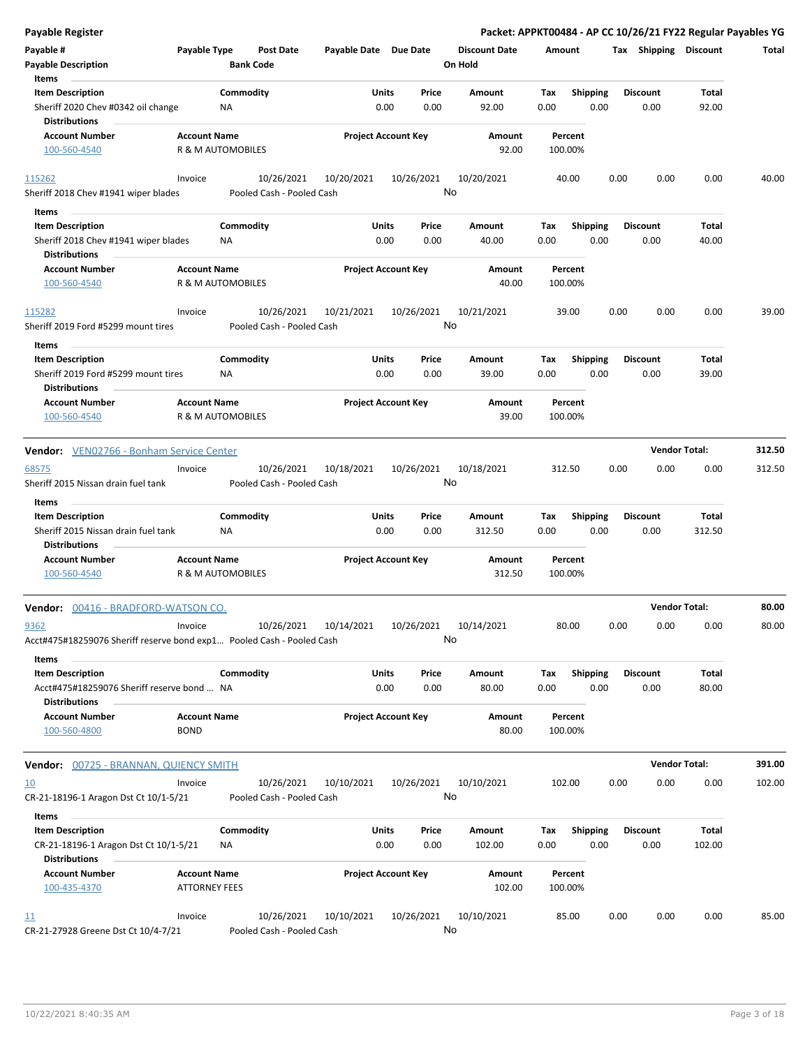**Payable Register** — **Packet: APPKT00484 - AP CC 10/26/21 FY22 Regular Payables YG**

| Payable # | Payable Type | Post Date | Payable Date | Due Date | Discount Date | Amount | Tax | Shipping | Discount | Total |
|---|---|---|---|---|---|---|---|---|---|---|
| Payable Description | | Bank Code | | | On Hold | | | | | |

**Items**

| Item Description | Commodity | Units | Price | Amount | Tax | Shipping | Discount | Total |
|---|---|---|---|---|---|---|---|---|
| Sheriff 2020 Chev #0342 oil change | NA | 0.00 | 0.00 | 92.00 | 0.00 | 0.00 | 0.00 | 92.00 |

**Distributions**

| Account Number | Account Name | Project Account Key | Amount | Percent |
|---|---|---|---|---|
| 100-560-4540 | R & M AUTOMOBILES | | 92.00 | 100.00% |

| Payable # | Payable Type | Post Date | Payable Date | Due Date | Discount Date | Amount | Tax | Shipping | Discount | Total |
|---|---|---|---|---|---|---|---|---|---|---|
| 115262 | Invoice | 10/26/2021 | 10/20/2021 | 10/26/2021 | 10/20/2021 | 40.00 | 0.00 | 0.00 | 0.00 | 40.00 |
| Sheriff 2018 Chev #1941 wiper blades | | Pooled Cash - Pooled Cash | | | No | | | | | |

**Items**

| Item Description | Commodity | Units | Price | Amount | Tax | Shipping | Discount | Total |
|---|---|---|---|---|---|---|---|---|
| Sheriff 2018 Chev #1941 wiper blades | NA | 0.00 | 0.00 | 40.00 | 0.00 | 0.00 | 0.00 | 40.00 |

**Distributions**

| Account Number | Account Name | Project Account Key | Amount | Percent |
|---|---|---|---|---|
| 100-560-4540 | R & M AUTOMOBILES | | 40.00 | 100.00% |

| Payable # | Payable Type | Post Date | Payable Date | Due Date | Discount Date | Amount | Tax | Shipping | Discount | Total |
|---|---|---|---|---|---|---|---|---|---|---|
| 115282 | Invoice | 10/26/2021 | 10/21/2021 | 10/26/2021 | 10/21/2021 | 39.00 | 0.00 | 0.00 | 0.00 | 39.00 |
| Sheriff 2019 Ford #5299 mount tires | | Pooled Cash - Pooled Cash | | | No | | | | | |

**Items**

| Item Description | Commodity | Units | Price | Amount | Tax | Shipping | Discount | Total |
|---|---|---|---|---|---|---|---|---|
| Sheriff 2019 Ford #5299 mount tires | NA | 0.00 | 0.00 | 39.00 | 0.00 | 0.00 | 0.00 | 39.00 |

**Distributions**

| Account Number | Account Name | Project Account Key | Amount | Percent |
|---|---|---|---|---|
| 100-560-4540 | R & M AUTOMOBILES | | 39.00 | 100.00% |

## Vendor: VEN02766 - Bonham Service Center — Vendor Total: 312.50

| Payable # | Payable Type | Post Date | Payable Date | Due Date | Discount Date | Amount | Tax | Shipping | Discount | Total |
|---|---|---|---|---|---|---|---|---|---|---|
| 68575 | Invoice | 10/26/2021 | 10/18/2021 | 10/26/2021 | 10/18/2021 | 312.50 | 0.00 | 0.00 | 0.00 | 312.50 |
| Sheriff 2015 Nissan drain fuel tank | | Pooled Cash - Pooled Cash | | | No | | | | | |

**Items**

| Item Description | Commodity | Units | Price | Amount | Tax | Shipping | Discount | Total |
|---|---|---|---|---|---|---|---|---|
| Sheriff 2015 Nissan drain fuel tank | NA | 0.00 | 0.00 | 312.50 | 0.00 | 0.00 | 0.00 | 312.50 |

**Distributions**

| Account Number | Account Name | Project Account Key | Amount | Percent |
|---|---|---|---|---|
| 100-560-4540 | R & M AUTOMOBILES | | 312.50 | 100.00% |

## Vendor: 00416 - BRADFORD-WATSON CO. — Vendor Total: 80.00

| Payable # | Payable Type | Post Date | Payable Date | Due Date | Discount Date | Amount | Tax | Shipping | Discount | Total |
|---|---|---|---|---|---|---|---|---|---|---|
| 9362 | Invoice | 10/26/2021 | 10/14/2021 | 10/26/2021 | 10/14/2021 | 80.00 | 0.00 | 0.00 | 0.00 | 80.00 |
| Acct#475#18259076 Sheriff reserve bond exp1... | | Pooled Cash - Pooled Cash | | | No | | | | | |

**Items**

| Item Description | Commodity | Units | Price | Amount | Tax | Shipping | Discount | Total |
|---|---|---|---|---|---|---|---|---|
| Acct#475#18259076 Sheriff reserve bond ... | NA | 0.00 | 0.00 | 80.00 | 0.00 | 0.00 | 0.00 | 80.00 |

**Distributions**

| Account Number | Account Name | Project Account Key | Amount | Percent |
|---|---|---|---|---|
| 100-560-4800 | BOND | | 80.00 | 100.00% |

## Vendor: 00725 - BRANNAN, QUIENCY SMITH — Vendor Total: 391.00

| Payable # | Payable Type | Post Date | Payable Date | Due Date | Discount Date | Amount | Tax | Shipping | Discount | Total |
|---|---|---|---|---|---|---|---|---|---|---|
| 10 | Invoice | 10/26/2021 | 10/10/2021 | 10/26/2021 | 10/10/2021 | 102.00 | 0.00 | 0.00 | 0.00 | 102.00 |
| CR-21-18196-1 Aragon Dst Ct 10/1-5/21 | | Pooled Cash - Pooled Cash | | | No | | | | | |

**Items**

| Item Description | Commodity | Units | Price | Amount | Tax | Shipping | Discount | Total |
|---|---|---|---|---|---|---|---|---|
| CR-21-18196-1 Aragon Dst Ct 10/1-5/21 | NA | 0.00 | 0.00 | 102.00 | 0.00 | 0.00 | 0.00 | 102.00 |

**Distributions**

| Account Number | Account Name | Project Account Key | Amount | Percent |
|---|---|---|---|---|
| 100-435-4370 | ATTORNEY FEES | | 102.00 | 100.00% |

| Payable # | Payable Type | Post Date | Payable Date | Due Date | Discount Date | Amount | Tax | Shipping | Discount | Total |
|---|---|---|---|---|---|---|---|---|---|---|
| 11 | Invoice | 10/26/2021 | 10/10/2021 | 10/26/2021 | 10/10/2021 | 85.00 | 0.00 | 0.00 | 0.00 | 85.00 |
| CR-21-27928 Greene Dst Ct 10/4-7/21 | | Pooled Cash - Pooled Cash | | | No | | | | | |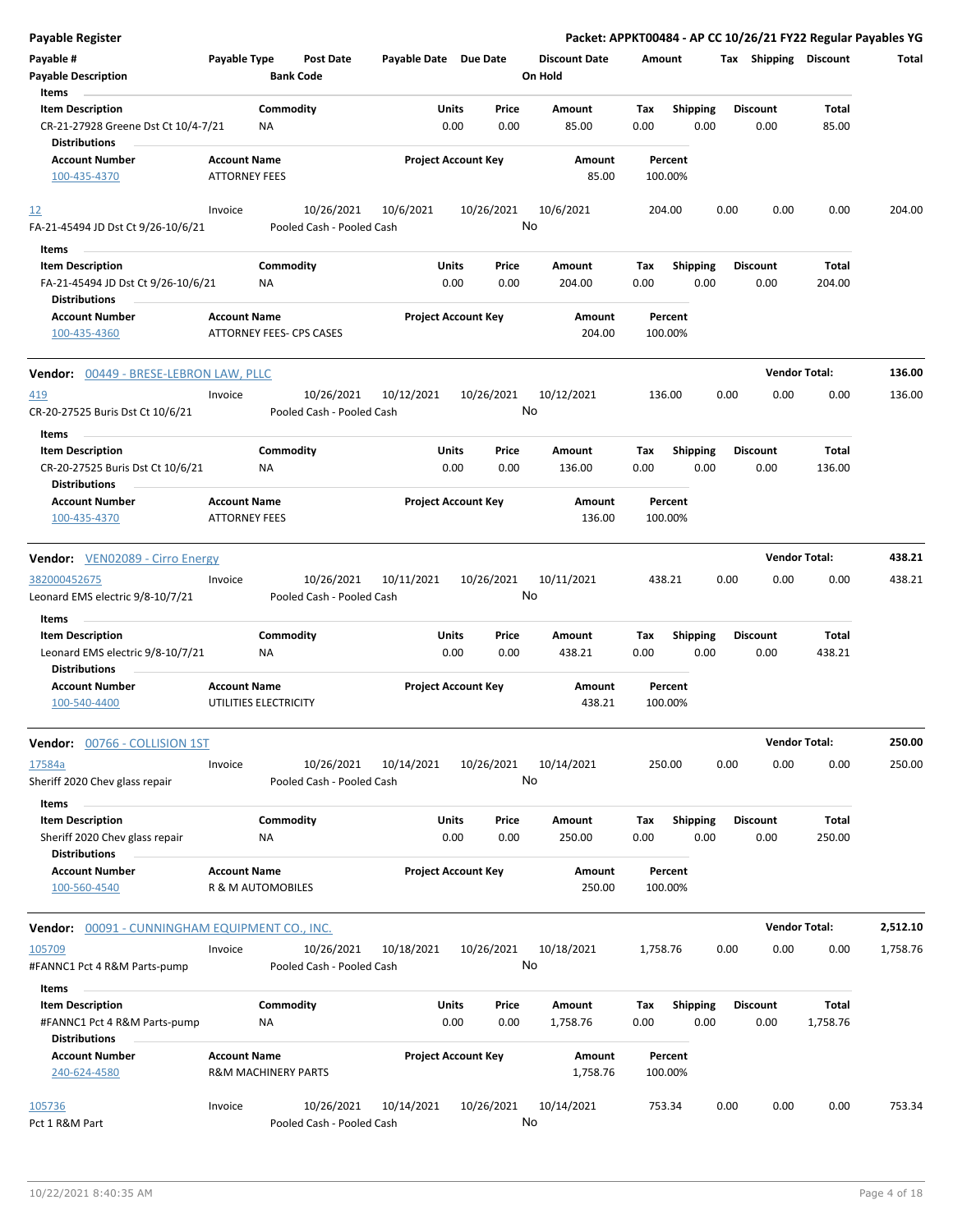**Payable Register** — Packet: APPKT00484 - AP CC 10/26/21 FY22 Regular Payables YG

| Payable # | Payable Type | Post Date | Payable Date | Due Date | Discount Date | Amount | Tax | Shipping | Discount | Total |
|---|---|---|---|---|---|---|---|---|---|---|
| Payable Description | | Bank Code | | | On Hold | | | | | |

Items

| Item Description | Commodity | Units | Price | Amount | Tax | Shipping | Discount | Total |
|---|---|---|---|---|---|---|---|---|
| CR-21-27928 Greene Dst Ct 10/4-7/21 | NA | 0.00 | 0.00 | 85.00 | 0.00 | 0.00 | 0.00 | 85.00 |

Distributions

| Account Number | Account Name | Project Account Key | Amount | Percent |
|---|---|---|---|---|
| 100-435-4370 | ATTORNEY FEES | | 85.00 | 100.00% |

| Payable # | Payable Type | Post Date | Payable Date | Due Date | Discount Date | Amount | Tax | Shipping | Discount | Total |
|---|---|---|---|---|---|---|---|---|---|---|
| 12 | Invoice | 10/26/2021 | 10/6/2021 | 10/26/2021 | 10/6/2021 | 204.00 | 0.00 | 0.00 | 0.00 | 204.00 |
| FA-21-45494 JD Dst Ct 9/26-10/6/21 | | Pooled Cash - Pooled Cash | | | No | | | | | |

Items

| Item Description | Commodity | Units | Price | Amount | Tax | Shipping | Discount | Total |
|---|---|---|---|---|---|---|---|---|
| FA-21-45494 JD Dst Ct 9/26-10/6/21 | NA | 0.00 | 0.00 | 204.00 | 0.00 | 0.00 | 0.00 | 204.00 |

Distributions

| Account Number | Account Name | Project Account Key | Amount | Percent |
|---|---|---|---|---|
| 100-435-4360 | ATTORNEY FEES- CPS CASES | | 204.00 | 100.00% |

**Vendor:** 00449 - BRESE-LEBRON LAW, PLLC — **Vendor Total: 136.00**

| Payable # | Payable Type | Post Date | Payable Date | Due Date | Discount Date | Amount | Tax | Shipping | Discount | Total |
|---|---|---|---|---|---|---|---|---|---|---|
| 419 | Invoice | 10/26/2021 | 10/12/2021 | 10/26/2021 | 10/12/2021 | 136.00 | 0.00 | 0.00 | 0.00 | 136.00 |
| CR-20-27525 Buris Dst Ct 10/6/21 | | Pooled Cash - Pooled Cash | | | No | | | | | |

Items

| Item Description | Commodity | Units | Price | Amount | Tax | Shipping | Discount | Total |
|---|---|---|---|---|---|---|---|---|
| CR-20-27525 Buris Dst Ct 10/6/21 | NA | 0.00 | 0.00 | 136.00 | 0.00 | 0.00 | 0.00 | 136.00 |

Distributions

| Account Number | Account Name | Project Account Key | Amount | Percent |
|---|---|---|---|---|
| 100-435-4370 | ATTORNEY FEES | | 136.00 | 100.00% |

**Vendor:** VEN02089 - Cirro Energy — **Vendor Total: 438.21**

| Payable # | Payable Type | Post Date | Payable Date | Due Date | Discount Date | Amount | Tax | Shipping | Discount | Total |
|---|---|---|---|---|---|---|---|---|---|---|
| 382000452675 | Invoice | 10/26/2021 | 10/11/2021 | 10/26/2021 | 10/11/2021 | 438.21 | 0.00 | 0.00 | 0.00 | 438.21 |
| Leonard EMS electric 9/8-10/7/21 | | Pooled Cash - Pooled Cash | | | No | | | | | |

Items

| Item Description | Commodity | Units | Price | Amount | Tax | Shipping | Discount | Total |
|---|---|---|---|---|---|---|---|---|
| Leonard EMS electric 9/8-10/7/21 | NA | 0.00 | 0.00 | 438.21 | 0.00 | 0.00 | 0.00 | 438.21 |

Distributions

| Account Number | Account Name | Project Account Key | Amount | Percent |
|---|---|---|---|---|
| 100-540-4400 | UTILITIES ELECTRICITY | | 438.21 | 100.00% |

**Vendor:** 00766 - COLLISION 1ST — **Vendor Total: 250.00**

| Payable # | Payable Type | Post Date | Payable Date | Due Date | Discount Date | Amount | Tax | Shipping | Discount | Total |
|---|---|---|---|---|---|---|---|---|---|---|
| 17584a | Invoice | 10/26/2021 | 10/14/2021 | 10/26/2021 | 10/14/2021 | 250.00 | 0.00 | 0.00 | 0.00 | 250.00 |
| Sheriff 2020 Chev glass repair | | Pooled Cash - Pooled Cash | | | No | | | | | |

Items

| Item Description | Commodity | Units | Price | Amount | Tax | Shipping | Discount | Total |
|---|---|---|---|---|---|---|---|---|
| Sheriff 2020 Chev glass repair | NA | 0.00 | 0.00 | 250.00 | 0.00 | 0.00 | 0.00 | 250.00 |

Distributions

| Account Number | Account Name | Project Account Key | Amount | Percent |
|---|---|---|---|---|
| 100-560-4540 | R & M AUTOMOBILES | | 250.00 | 100.00% |

**Vendor:** 00091 - CUNNINGHAM EQUIPMENT CO., INC. — **Vendor Total: 2,512.10**

| Payable # | Payable Type | Post Date | Payable Date | Due Date | Discount Date | Amount | Tax | Shipping | Discount | Total |
|---|---|---|---|---|---|---|---|---|---|---|
| 105709 | Invoice | 10/26/2021 | 10/18/2021 | 10/26/2021 | 10/18/2021 | 1,758.76 | 0.00 | 0.00 | 0.00 | 1,758.76 |
| #FANNC1 Pct 4 R&M Parts-pump | | Pooled Cash - Pooled Cash | | | No | | | | | |

Items

| Item Description | Commodity | Units | Price | Amount | Tax | Shipping | Discount | Total |
|---|---|---|---|---|---|---|---|---|
| #FANNC1 Pct 4 R&M Parts-pump | NA | 0.00 | 0.00 | 1,758.76 | 0.00 | 0.00 | 0.00 | 1,758.76 |

Distributions

| Account Number | Account Name | Project Account Key | Amount | Percent |
|---|---|---|---|---|
| 240-624-4580 | R&M MACHINERY PARTS | | 1,758.76 | 100.00% |

| Payable # | Payable Type | Post Date | Payable Date | Due Date | Discount Date | Amount | Tax | Shipping | Discount | Total |
|---|---|---|---|---|---|---|---|---|---|---|
| 105736 | Invoice | 10/26/2021 | 10/14/2021 | 10/26/2021 | 10/14/2021 | 753.34 | 0.00 | 0.00 | 0.00 | 753.34 |
| Pct 1 R&M Part | | Pooled Cash - Pooled Cash | | | No | | | | | |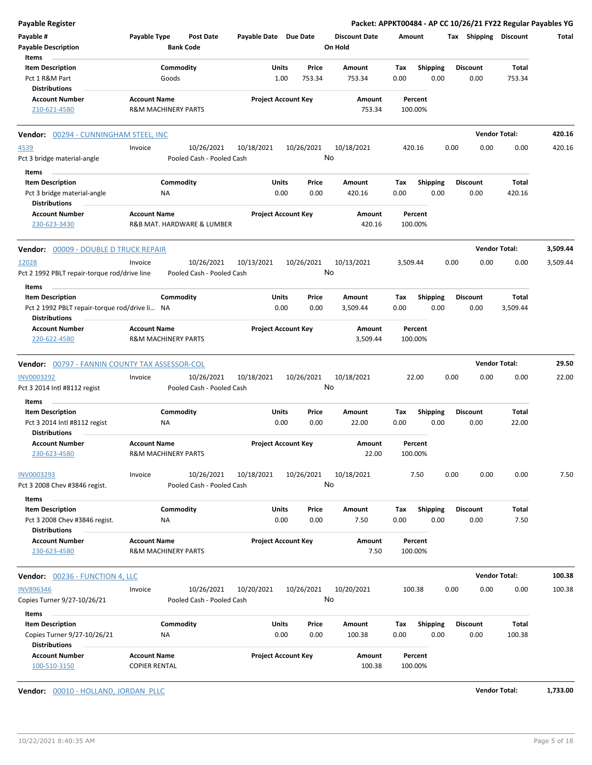# Payable Register

**Packet: APPKT00484 - AP CC 10/26/21 FY22 Regular Payables YG**

| Payable # | Payable Type | Post Date | Payable Date | Due Date | Discount Date | Amount | Tax | Shipping | Discount | Total |
|---|---|---|---|---|---|---|---|---|---|---|
| Payable Description | | Bank Code | | | On Hold | | | | | |

| Item Description | Commodity | Units | Price | Amount | Tax | Shipping | Discount | Total |
|---|---|---|---|---|---|---|---|---|
| Pct 1 R&M Part | Goods | 1.00 | 753.34 | 753.34 | 0.00 | 0.00 | 0.00 | 753.34 |

**Distributions**

| Account Number | Account Name | Project Account Key | Amount | Percent |
|---|---|---|---|---|
| 210-621-4580 | R&M MACHINERY PARTS | | 753.34 | 100.00% |

---

**Vendor: 00294 - CUNNINGHAM STEEL, INC** — **Vendor Total: 420.16**

| Payable # | Payable Type | Post Date | Payable Date | Due Date | Discount Date | Amount | Tax | Shipping | Discount | Total |
|---|---|---|---|---|---|---|---|---|---|---|
| 4539 | Invoice | 10/26/2021 | 10/18/2021 | 10/26/2021 | 10/18/2021 | 420.16 | 0.00 | 0.00 | 0.00 | 420.16 |
| Pct 3 bridge material-angle | | Pooled Cash - Pooled Cash | | | No | | | | | |

| Item Description | Commodity | Units | Price | Amount | Tax | Shipping | Discount | Total |
|---|---|---|---|---|---|---|---|---|
| Pct 3 bridge material-angle | NA | 0.00 | 0.00 | 420.16 | 0.00 | 0.00 | 0.00 | 420.16 |

**Distributions**

| Account Number | Account Name | Project Account Key | Amount | Percent |
|---|---|---|---|---|
| 230-623-3430 | R&B MAT. HARDWARE & LUMBER | | 420.16 | 100.00% |

---

**Vendor: 00009 - DOUBLE D TRUCK REPAIR** — **Vendor Total: 3,509.44**

| Payable # | Payable Type | Post Date | Payable Date | Due Date | Discount Date | Amount | Tax | Shipping | Discount | Total |
|---|---|---|---|---|---|---|---|---|---|---|
| 12028 | Invoice | 10/26/2021 | 10/13/2021 | 10/26/2021 | 10/13/2021 | 3,509.44 | 0.00 | 0.00 | 0.00 | 3,509.44 |
| Pct 2 1992 PBLT repair-torque rod/drive line | | Pooled Cash - Pooled Cash | | | No | | | | | |

| Item Description | Commodity | Units | Price | Amount | Tax | Shipping | Discount | Total |
|---|---|---|---|---|---|---|---|---|
| Pct 2 1992 PBLT repair-torque rod/drive li... | NA | 0.00 | 0.00 | 3,509.44 | 0.00 | 0.00 | 0.00 | 3,509.44 |

**Distributions**

| Account Number | Account Name | Project Account Key | Amount | Percent |
|---|---|---|---|---|
| 220-622-4580 | R&M MACHINERY PARTS | | 3,509.44 | 100.00% |

---

**Vendor: 00797 - FANNIN COUNTY TAX ASSESSOR-COL** — **Vendor Total: 29.50**

| Payable # | Payable Type | Post Date | Payable Date | Due Date | Discount Date | Amount | Tax | Shipping | Discount | Total |
|---|---|---|---|---|---|---|---|---|---|---|
| INV0003292 | Invoice | 10/26/2021 | 10/18/2021 | 10/26/2021 | 10/18/2021 | 22.00 | 0.00 | 0.00 | 0.00 | 22.00 |
| Pct 3 2014 Intl #8112 regist | | Pooled Cash - Pooled Cash | | | No | | | | | |

| Item Description | Commodity | Units | Price | Amount | Tax | Shipping | Discount | Total |
|---|---|---|---|---|---|---|---|---|
| Pct 3 2014 Intl #8112 regist | NA | 0.00 | 0.00 | 22.00 | 0.00 | 0.00 | 0.00 | 22.00 |

**Distributions**

| Account Number | Account Name | Project Account Key | Amount | Percent |
|---|---|---|---|---|
| 230-623-4580 | R&M MACHINERY PARTS | | 22.00 | 100.00% |

| Payable # | Payable Type | Post Date | Payable Date | Due Date | Discount Date | Amount | Tax | Shipping | Discount | Total |
|---|---|---|---|---|---|---|---|---|---|---|
| INV0003293 | Invoice | 10/26/2021 | 10/18/2021 | 10/26/2021 | 10/18/2021 | 7.50 | 0.00 | 0.00 | 0.00 | 7.50 |
| Pct 3 2008 Chev #3846 regist. | | Pooled Cash - Pooled Cash | | | No | | | | | |

| Item Description | Commodity | Units | Price | Amount | Tax | Shipping | Discount | Total |
|---|---|---|---|---|---|---|---|---|
| Pct 3 2008 Chev #3846 regist. | NA | 0.00 | 0.00 | 7.50 | 0.00 | 0.00 | 0.00 | 7.50 |

**Distributions**

| Account Number | Account Name | Project Account Key | Amount | Percent |
|---|---|---|---|---|
| 230-623-4580 | R&M MACHINERY PARTS | | 7.50 | 100.00% |

---

**Vendor: 00236 - FUNCTION 4, LLC** — **Vendor Total: 100.38**

| Payable # | Payable Type | Post Date | Payable Date | Due Date | Discount Date | Amount | Tax | Shipping | Discount | Total |
|---|---|---|---|---|---|---|---|---|---|---|
| INV896346 | Invoice | 10/26/2021 | 10/20/2021 | 10/26/2021 | 10/20/2021 | 100.38 | 0.00 | 0.00 | 0.00 | 100.38 |
| Copies Turner 9/27-10/26/21 | | Pooled Cash - Pooled Cash | | | No | | | | | |

| Item Description | Commodity | Units | Price | Amount | Tax | Shipping | Discount | Total |
|---|---|---|---|---|---|---|---|---|
| Copies Turner 9/27-10/26/21 | NA | 0.00 | 0.00 | 100.38 | 0.00 | 0.00 | 0.00 | 100.38 |

**Distributions**

| Account Number | Account Name | Project Account Key | Amount | Percent |
|---|---|---|---|---|
| 100-510-3150 | COPIER RENTAL | | 100.38 | 100.00% |

---

**Vendor: 00010 - HOLLAND, JORDAN PLLC** — **Vendor Total: 1,733.00**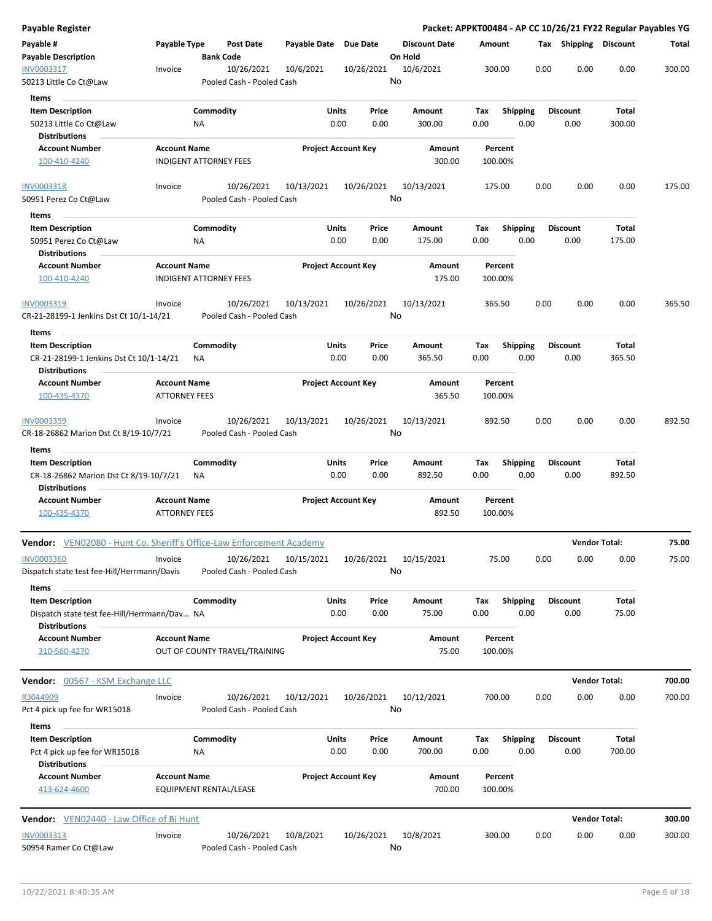**Payable Register** — **Packet: APPKT00484 - AP CC 10/26/21 FY22 Regular Payables YG**

| Payable # | Payable Type | Post Date | Payable Date | Due Date | Discount Date | Amount | Tax | Shipping | Discount | Total |
|---|---|---|---|---|---|---|---|---|---|---|
| **Payable Description** | | **Bank Code** | | | **On Hold** | | | | | |
| INV0003317 | Invoice | 10/26/2021 | 10/6/2021 | 10/26/2021 | 10/6/2021 | 300.00 | 0.00 | 0.00 | 0.00 | 300.00 |
| 50213 Little Co Ct@Law | | Pooled Cash - Pooled Cash | | | No | | | | | |

**Items**

| Item Description | Commodity | Units | Price | Amount | Tax | Shipping | Discount | Total |
|---|---|---|---|---|---|---|---|---|
| 50213 Little Co Ct@Law | NA | 0.00 | 0.00 | 300.00 | 0.00 | 0.00 | 0.00 | 300.00 |

**Distributions**

| Account Number | Account Name | Project Account Key | Amount | Percent |
|---|---|---|---|---|
| 100-410-4240 | INDIGENT ATTORNEY FEES | | 300.00 | 100.00% |

| Payable # | Payable Type | Post Date | Payable Date | Due Date | Discount Date | Amount | Tax | Shipping | Discount | Total |
|---|---|---|---|---|---|---|---|---|---|---|
| INV0003318 | Invoice | 10/26/2021 | 10/13/2021 | 10/26/2021 | 10/13/2021 | 175.00 | 0.00 | 0.00 | 0.00 | 175.00 |
| 50951 Perez Co Ct@Law | | Pooled Cash - Pooled Cash | | | No | | | | | |

**Items**

| Item Description | Commodity | Units | Price | Amount | Tax | Shipping | Discount | Total |
|---|---|---|---|---|---|---|---|---|
| 50951 Perez Co Ct@Law | NA | 0.00 | 0.00 | 175.00 | 0.00 | 0.00 | 0.00 | 175.00 |

**Distributions**

| Account Number | Account Name | Project Account Key | Amount | Percent |
|---|---|---|---|---|
| 100-410-4240 | INDIGENT ATTORNEY FEES | | 175.00 | 100.00% |

| Payable # | Payable Type | Post Date | Payable Date | Due Date | Discount Date | Amount | Tax | Shipping | Discount | Total |
|---|---|---|---|---|---|---|---|---|---|---|
| INV0003319 | Invoice | 10/26/2021 | 10/13/2021 | 10/26/2021 | 10/13/2021 | 365.50 | 0.00 | 0.00 | 0.00 | 365.50 |
| CR-21-28199-1 Jenkins Dst Ct 10/1-14/21 | | Pooled Cash - Pooled Cash | | | No | | | | | |

**Items**

| Item Description | Commodity | Units | Price | Amount | Tax | Shipping | Discount | Total |
|---|---|---|---|---|---|---|---|---|
| CR-21-28199-1 Jenkins Dst Ct 10/1-14/21 | NA | 0.00 | 0.00 | 365.50 | 0.00 | 0.00 | 0.00 | 365.50 |

**Distributions**

| Account Number | Account Name | Project Account Key | Amount | Percent |
|---|---|---|---|---|
| 100-435-4370 | ATTORNEY FEES | | 365.50 | 100.00% |

| Payable # | Payable Type | Post Date | Payable Date | Due Date | Discount Date | Amount | Tax | Shipping | Discount | Total |
|---|---|---|---|---|---|---|---|---|---|---|
| INV0003359 | Invoice | 10/26/2021 | 10/13/2021 | 10/26/2021 | 10/13/2021 | 892.50 | 0.00 | 0.00 | 0.00 | 892.50 |
| CR-18-26862 Marion Dst Ct 8/19-10/7/21 | | Pooled Cash - Pooled Cash | | | No | | | | | |

**Items**

| Item Description | Commodity | Units | Price | Amount | Tax | Shipping | Discount | Total |
|---|---|---|---|---|---|---|---|---|
| CR-18-26862 Marion Dst Ct 8/19-10/7/21 | NA | 0.00 | 0.00 | 892.50 | 0.00 | 0.00 | 0.00 | 892.50 |

**Distributions**

| Account Number | Account Name | Project Account Key | Amount | Percent |
|---|---|---|---|---|
| 100-435-4370 | ATTORNEY FEES | | 892.50 | 100.00% |

**Vendor:** VEN02080 - Hunt Co. Sheriff's Office-Law Enforcement Academy — **Vendor Total: 75.00**

| Payable # | Payable Type | Post Date | Payable Date | Due Date | Discount Date | Amount | Tax | Shipping | Discount | Total |
|---|---|---|---|---|---|---|---|---|---|---|
| INV0003360 | Invoice | 10/26/2021 | 10/15/2021 | 10/26/2021 | 10/15/2021 | 75.00 | 0.00 | 0.00 | 0.00 | 75.00 |
| Dispatch state test fee-Hill/Herrmann/Davis | | Pooled Cash - Pooled Cash | | | No | | | | | |

**Items**

| Item Description | Commodity | Units | Price | Amount | Tax | Shipping | Discount | Total |
|---|---|---|---|---|---|---|---|---|
| Dispatch state test fee-Hill/Herrmann/Dav... | NA | 0.00 | 0.00 | 75.00 | 0.00 | 0.00 | 0.00 | 75.00 |

**Distributions**

| Account Number | Account Name | Project Account Key | Amount | Percent |
|---|---|---|---|---|
| 310-560-4270 | OUT OF COUNTY TRAVEL/TRAINING | | 75.00 | 100.00% |

**Vendor:** 00567 - KSM Exchange LLC — **Vendor Total: 700.00**

| Payable # | Payable Type | Post Date | Payable Date | Due Date | Discount Date | Amount | Tax | Shipping | Discount | Total |
|---|---|---|---|---|---|---|---|---|---|---|
| R3044909 | Invoice | 10/26/2021 | 10/12/2021 | 10/26/2021 | 10/12/2021 | 700.00 | 0.00 | 0.00 | 0.00 | 700.00 |
| Pct 4 pick up fee for WR15018 | | Pooled Cash - Pooled Cash | | | No | | | | | |

**Items**

| Item Description | Commodity | Units | Price | Amount | Tax | Shipping | Discount | Total |
|---|---|---|---|---|---|---|---|---|
| Pct 4 pick up fee for WR15018 | NA | 0.00 | 0.00 | 700.00 | 0.00 | 0.00 | 0.00 | 700.00 |

**Distributions**

| Account Number | Account Name | Project Account Key | Amount | Percent |
|---|---|---|---|---|
| 413-624-4600 | EQUIPMENT RENTAL/LEASE | | 700.00 | 100.00% |

**Vendor:** VEN02440 - Law Office of Bi Hunt — **Vendor Total: 300.00**

| Payable # | Payable Type | Post Date | Payable Date | Due Date | Discount Date | Amount | Tax | Shipping | Discount | Total |
|---|---|---|---|---|---|---|---|---|---|---|
| INV0003313 | Invoice | 10/26/2021 | 10/8/2021 | 10/26/2021 | 10/8/2021 | 300.00 | 0.00 | 0.00 | 0.00 | 300.00 |
| 50954 Ramer Co Ct@Law | | Pooled Cash - Pooled Cash | | | No | | | | | |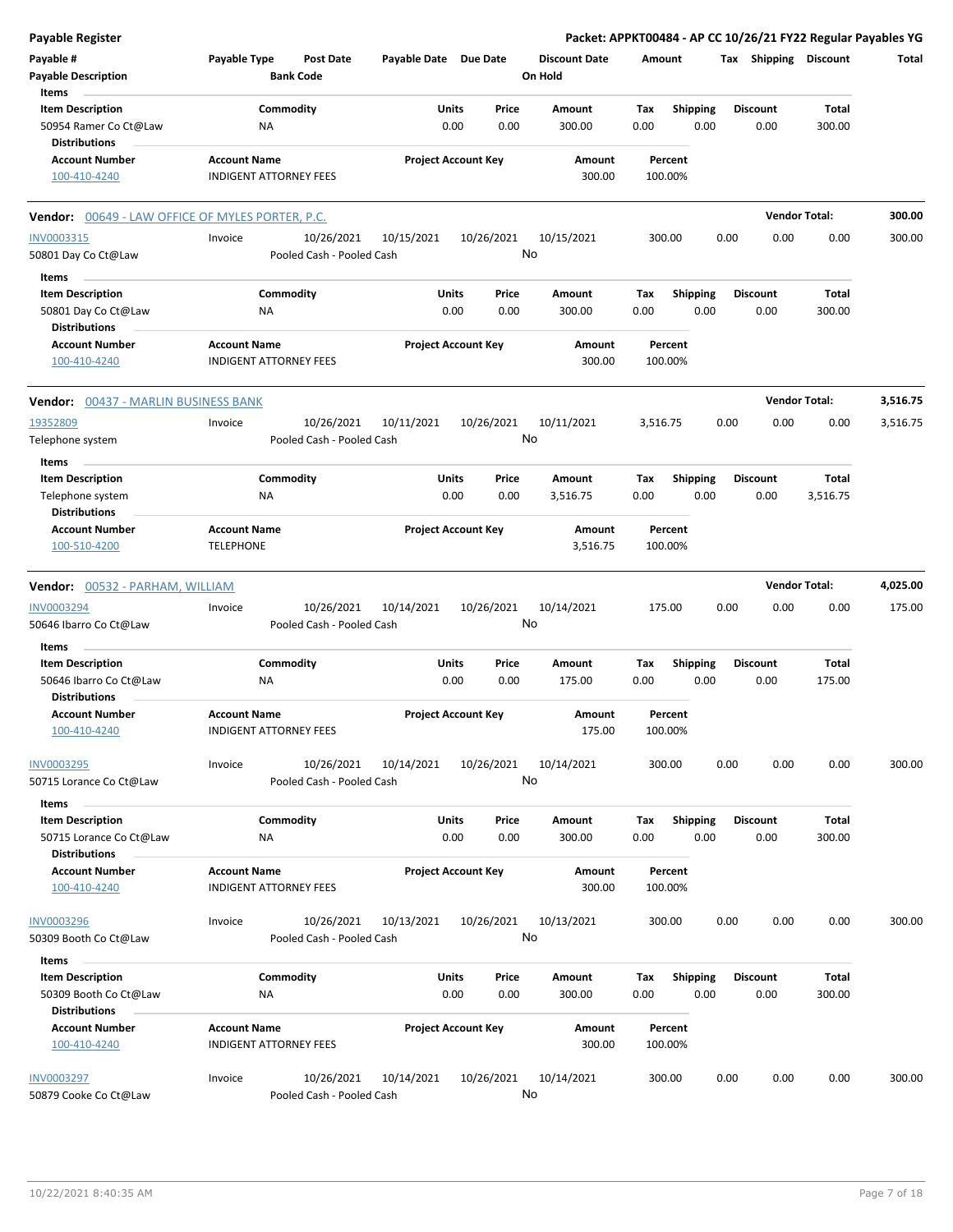**Payable Register** — **Packet: APPKT00484 - AP CC 10/26/21 FY22 Regular Payables YG**

| Payable # | Payable Type | Post Date | Payable Date | Due Date | Discount Date | Amount | Tax | Shipping | Discount | Total |
|---|---|---|---|---|---|---|---|---|---|---|
| Payable Description | | Bank Code | | | On Hold | | | | | |

| Item Description | Commodity | Units | Price | Amount | Tax | Shipping | Discount | Total |
|---|---|---|---|---|---|---|---|---|
| 50954 Ramer Co Ct@Law | NA | 0.00 | 0.00 | 300.00 | 0.00 | 0.00 | 0.00 | 300.00 |

| Account Number | Account Name | Project Account Key | Amount | Percent |
|---|---|---|---|---|
| 100-410-4240 | INDIGENT ATTORNEY FEES | | 300.00 | 100.00% |

**Vendor: 00649 - LAW OFFICE OF MYLES PORTER, P.C.** — Vendor Total: **300.00**

| Payable # | Payable Type | Post Date | Payable Date | Due Date | Discount Date | Amount | Tax | Shipping | Discount | Total |
|---|---|---|---|---|---|---|---|---|---|---|
| INV0003315 | Invoice | 10/26/2021 | 10/15/2021 | 10/26/2021 | 10/15/2021 | 300.00 | 0.00 | 0.00 | 0.00 | 300.00 |
| 50801 Day Co Ct@Law | | Pooled Cash - Pooled Cash | | | No | | | | | |

| Item Description | Commodity | Units | Price | Amount | Tax | Shipping | Discount | Total |
|---|---|---|---|---|---|---|---|---|
| 50801 Day Co Ct@Law | NA | 0.00 | 0.00 | 300.00 | 0.00 | 0.00 | 0.00 | 300.00 |

| Account Number | Account Name | Project Account Key | Amount | Percent |
|---|---|---|---|---|
| 100-410-4240 | INDIGENT ATTORNEY FEES | | 300.00 | 100.00% |

**Vendor: 00437 - MARLIN BUSINESS BANK** — Vendor Total: **3,516.75**

| Payable # | Payable Type | Post Date | Payable Date | Due Date | Discount Date | Amount | Tax | Shipping | Discount | Total |
|---|---|---|---|---|---|---|---|---|---|---|
| 19352809 | Invoice | 10/26/2021 | 10/11/2021 | 10/26/2021 | 10/11/2021 | 3,516.75 | 0.00 | 0.00 | 0.00 | 3,516.75 |
| Telephone system | | Pooled Cash - Pooled Cash | | | No | | | | | |

| Item Description | Commodity | Units | Price | Amount | Tax | Shipping | Discount | Total |
|---|---|---|---|---|---|---|---|---|
| Telephone system | NA | 0.00 | 0.00 | 3,516.75 | 0.00 | 0.00 | 0.00 | 3,516.75 |

| Account Number | Account Name | Project Account Key | Amount | Percent |
|---|---|---|---|---|
| 100-510-4200 | TELEPHONE | | 3,516.75 | 100.00% |

**Vendor: 00532 - PARHAM, WILLIAM** — Vendor Total: **4,025.00**

| Payable # | Payable Type | Post Date | Payable Date | Due Date | Discount Date | Amount | Tax | Shipping | Discount | Total |
|---|---|---|---|---|---|---|---|---|---|---|
| INV0003294 | Invoice | 10/26/2021 | 10/14/2021 | 10/26/2021 | 10/14/2021 | 175.00 | 0.00 | 0.00 | 0.00 | 175.00 |
| 50646 Ibarro Co Ct@Law | | Pooled Cash - Pooled Cash | | | No | | | | | |

| Item Description | Commodity | Units | Price | Amount | Tax | Shipping | Discount | Total |
|---|---|---|---|---|---|---|---|---|
| 50646 Ibarro Co Ct@Law | NA | 0.00 | 0.00 | 175.00 | 0.00 | 0.00 | 0.00 | 175.00 |

| Account Number | Account Name | Project Account Key | Amount | Percent |
|---|---|---|---|---|
| 100-410-4240 | INDIGENT ATTORNEY FEES | | 175.00 | 100.00% |

| Payable # | Payable Type | Post Date | Payable Date | Due Date | Discount Date | Amount | Tax | Shipping | Discount | Total |
|---|---|---|---|---|---|---|---|---|---|---|
| INV0003295 | Invoice | 10/26/2021 | 10/14/2021 | 10/26/2021 | 10/14/2021 | 300.00 | 0.00 | 0.00 | 0.00 | 300.00 |
| 50715 Lorance Co Ct@Law | | Pooled Cash - Pooled Cash | | | No | | | | | |

| Item Description | Commodity | Units | Price | Amount | Tax | Shipping | Discount | Total |
|---|---|---|---|---|---|---|---|---|
| 50715 Lorance Co Ct@Law | NA | 0.00 | 0.00 | 300.00 | 0.00 | 0.00 | 0.00 | 300.00 |

| Account Number | Account Name | Project Account Key | Amount | Percent |
|---|---|---|---|---|
| 100-410-4240 | INDIGENT ATTORNEY FEES | | 300.00 | 100.00% |

| Payable # | Payable Type | Post Date | Payable Date | Due Date | Discount Date | Amount | Tax | Shipping | Discount | Total |
|---|---|---|---|---|---|---|---|---|---|---|
| INV0003296 | Invoice | 10/26/2021 | 10/13/2021 | 10/26/2021 | 10/13/2021 | 300.00 | 0.00 | 0.00 | 0.00 | 300.00 |
| 50309 Booth Co Ct@Law | | Pooled Cash - Pooled Cash | | | No | | | | | |

| Item Description | Commodity | Units | Price | Amount | Tax | Shipping | Discount | Total |
|---|---|---|---|---|---|---|---|---|
| 50309 Booth Co Ct@Law | NA | 0.00 | 0.00 | 300.00 | 0.00 | 0.00 | 0.00 | 300.00 |

| Account Number | Account Name | Project Account Key | Amount | Percent |
|---|---|---|---|---|
| 100-410-4240 | INDIGENT ATTORNEY FEES | | 300.00 | 100.00% |

| Payable # | Payable Type | Post Date | Payable Date | Due Date | Discount Date | Amount | Tax | Shipping | Discount | Total |
|---|---|---|---|---|---|---|---|---|---|---|
| INV0003297 | Invoice | 10/26/2021 | 10/14/2021 | 10/26/2021 | 10/14/2021 | 300.00 | 0.00 | 0.00 | 0.00 | 300.00 |
| 50879 Cooke Co Ct@Law | | Pooled Cash - Pooled Cash | | | No | | | | | |

10/22/2021 8:40:35 AM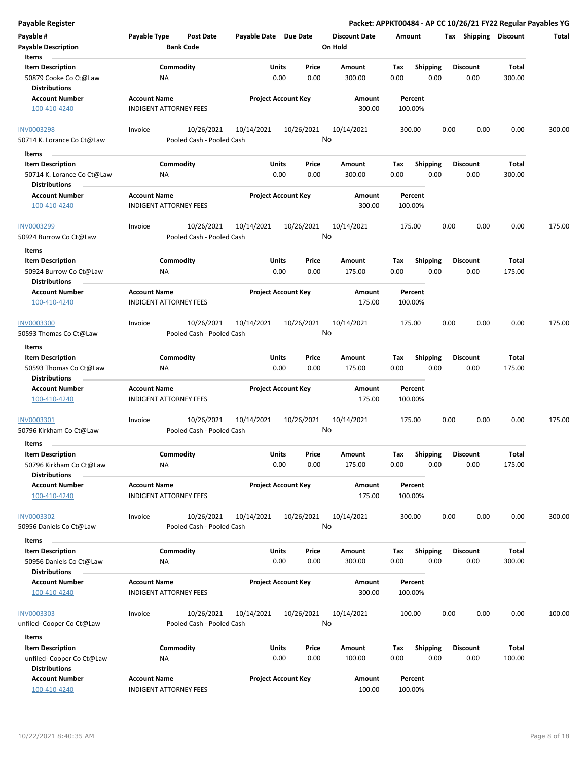# Payable Register

**Packet: APPKT00484 - AP CC 10/26/21 FY22 Regular Payables YG**

| Payable # | Payable Type | Post Date | Payable Date | Due Date | Discount Date | Amount | Tax | Shipping | Discount | Total |
|---|---|---|---|---|---|---|---|---|---|---|
| Payable Description | | Bank Code | | | On Hold | | | | | |

**Items**

| Item Description | Commodity | Units | Price | Amount | Tax | Shipping | Discount | Total |
|---|---|---|---|---|---|---|---|---|
| 50879 Cooke Co Ct@Law | NA | 0.00 | 0.00 | 300.00 | 0.00 | 0.00 | 0.00 | 300.00 |

**Distributions**

| Account Number | Account Name | Project Account Key | Amount | Percent |
|---|---|---|---|---|
| 100-410-4240 | INDIGENT ATTORNEY FEES | | 300.00 | 100.00% |

---

| Payable # | Payable Type | Post Date | Payable Date | Due Date | Discount Date | Amount | Tax | Shipping | Discount | Total |
|---|---|---|---|---|---|---|---|---|---|---|
| INV0003298 | Invoice | 10/26/2021 | 10/14/2021 | 10/26/2021 | 10/14/2021 | 300.00 | 0.00 | 0.00 | 0.00 | 300.00 |
| 50714 K. Lorance Co Ct@Law | | Pooled Cash - Pooled Cash | | | No | | | | | |

**Items**

| Item Description | Commodity | Units | Price | Amount | Tax | Shipping | Discount | Total |
|---|---|---|---|---|---|---|---|---|
| 50714 K. Lorance Co Ct@Law | NA | 0.00 | 0.00 | 300.00 | 0.00 | 0.00 | 0.00 | 300.00 |

**Distributions**

| Account Number | Account Name | Project Account Key | Amount | Percent |
|---|---|---|---|---|
| 100-410-4240 | INDIGENT ATTORNEY FEES | | 300.00 | 100.00% |

---

| Payable # | Payable Type | Post Date | Payable Date | Due Date | Discount Date | Amount | Tax | Shipping | Discount | Total |
|---|---|---|---|---|---|---|---|---|---|---|
| INV0003299 | Invoice | 10/26/2021 | 10/14/2021 | 10/26/2021 | 10/14/2021 | 175.00 | 0.00 | 0.00 | 0.00 | 175.00 |
| 50924 Burrow Co Ct@Law | | Pooled Cash - Pooled Cash | | | No | | | | | |

**Items**

| Item Description | Commodity | Units | Price | Amount | Tax | Shipping | Discount | Total |
|---|---|---|---|---|---|---|---|---|
| 50924 Burrow Co Ct@Law | NA | 0.00 | 0.00 | 175.00 | 0.00 | 0.00 | 0.00 | 175.00 |

**Distributions**

| Account Number | Account Name | Project Account Key | Amount | Percent |
|---|---|---|---|---|
| 100-410-4240 | INDIGENT ATTORNEY FEES | | 175.00 | 100.00% |

---

| Payable # | Payable Type | Post Date | Payable Date | Due Date | Discount Date | Amount | Tax | Shipping | Discount | Total |
|---|---|---|---|---|---|---|---|---|---|---|
| INV0003300 | Invoice | 10/26/2021 | 10/14/2021 | 10/26/2021 | 10/14/2021 | 175.00 | 0.00 | 0.00 | 0.00 | 175.00 |
| 50593 Thomas Co Ct@Law | | Pooled Cash - Pooled Cash | | | No | | | | | |

**Items**

| Item Description | Commodity | Units | Price | Amount | Tax | Shipping | Discount | Total |
|---|---|---|---|---|---|---|---|---|
| 50593 Thomas Co Ct@Law | NA | 0.00 | 0.00 | 175.00 | 0.00 | 0.00 | 0.00 | 175.00 |

**Distributions**

| Account Number | Account Name | Project Account Key | Amount | Percent |
|---|---|---|---|---|
| 100-410-4240 | INDIGENT ATTORNEY FEES | | 175.00 | 100.00% |

---

| Payable # | Payable Type | Post Date | Payable Date | Due Date | Discount Date | Amount | Tax | Shipping | Discount | Total |
|---|---|---|---|---|---|---|---|---|---|---|
| INV0003301 | Invoice | 10/26/2021 | 10/14/2021 | 10/26/2021 | 10/14/2021 | 175.00 | 0.00 | 0.00 | 0.00 | 175.00 |
| 50796 Kirkham Co Ct@Law | | Pooled Cash - Pooled Cash | | | No | | | | | |

**Items**

| Item Description | Commodity | Units | Price | Amount | Tax | Shipping | Discount | Total |
|---|---|---|---|---|---|---|---|---|
| 50796 Kirkham Co Ct@Law | NA | 0.00 | 0.00 | 175.00 | 0.00 | 0.00 | 0.00 | 175.00 |

**Distributions**

| Account Number | Account Name | Project Account Key | Amount | Percent |
|---|---|---|---|---|
| 100-410-4240 | INDIGENT ATTORNEY FEES | | 175.00 | 100.00% |

---

| Payable # | Payable Type | Post Date | Payable Date | Due Date | Discount Date | Amount | Tax | Shipping | Discount | Total |
|---|---|---|---|---|---|---|---|---|---|---|
| INV0003302 | Invoice | 10/26/2021 | 10/14/2021 | 10/26/2021 | 10/14/2021 | 300.00 | 0.00 | 0.00 | 0.00 | 300.00 |
| 50956 Daniels Co Ct@Law | | Pooled Cash - Pooled Cash | | | No | | | | | |

**Items**

| Item Description | Commodity | Units | Price | Amount | Tax | Shipping | Discount | Total |
|---|---|---|---|---|---|---|---|---|
| 50956 Daniels Co Ct@Law | NA | 0.00 | 0.00 | 300.00 | 0.00 | 0.00 | 0.00 | 300.00 |

**Distributions**

| Account Number | Account Name | Project Account Key | Amount | Percent |
|---|---|---|---|---|
| 100-410-4240 | INDIGENT ATTORNEY FEES | | 300.00 | 100.00% |

---

| Payable # | Payable Type | Post Date | Payable Date | Due Date | Discount Date | Amount | Tax | Shipping | Discount | Total |
|---|---|---|---|---|---|---|---|---|---|---|
| INV0003303 | Invoice | 10/26/2021 | 10/14/2021 | 10/26/2021 | 10/14/2021 | 100.00 | 0.00 | 0.00 | 0.00 | 100.00 |
| unfiled- Cooper Co Ct@Law | | Pooled Cash - Pooled Cash | | | No | | | | | |

**Items**

| Item Description | Commodity | Units | Price | Amount | Tax | Shipping | Discount | Total |
|---|---|---|---|---|---|---|---|---|
| unfiled- Cooper Co Ct@Law | NA | 0.00 | 0.00 | 100.00 | 0.00 | 0.00 | 0.00 | 100.00 |

**Distributions**

| Account Number | Account Name | Project Account Key | Amount | Percent |
|---|---|---|---|---|
| 100-410-4240 | INDIGENT ATTORNEY FEES | | 100.00 | 100.00% |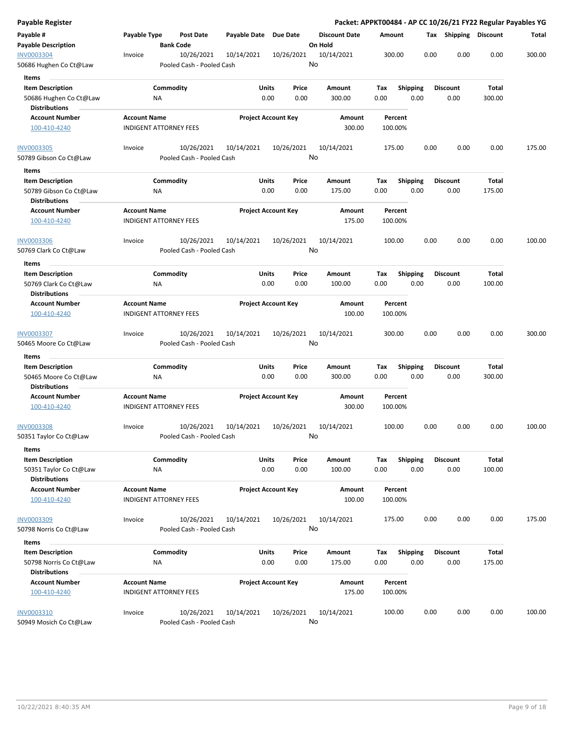# Payable Register

**Packet: APPKT00484 - AP CC 10/26/21 FY22 Regular Payables YG**

| Payable # / Payable Description | Payable Type | Post Date / Bank Code | Payable Date | Due Date | Discount Date / On Hold | Amount | Tax | Shipping | Discount | Total |
|---|---|---|---|---|---|---|---|---|---|---|
| INV0003304 / 50686 Hughen Co Ct@Law | Invoice | 10/26/2021 / Pooled Cash - Pooled Cash | 10/14/2021 | 10/26/2021 | 10/14/2021 / No | 300.00 | 0.00 | 0.00 | 0.00 | 300.00 |

**Items**

| Item Description | Commodity | Units | Price | Amount | Tax | Shipping | Discount | Total |
|---|---|---|---|---|---|---|---|---|
| 50686 Hughen Co Ct@Law | NA | 0.00 | 0.00 | 300.00 | 0.00 | 0.00 | 0.00 | 300.00 |

**Distributions**

| Account Number | Account Name | Project Account Key | Amount | Percent |
|---|---|---|---|---|
| 100-410-4240 | INDIGENT ATTORNEY FEES | | 300.00 | 100.00% |

| Payable # / Payable Description | Payable Type | Post Date / Bank Code | Payable Date | Due Date | Discount Date / On Hold | Amount | Tax | Shipping | Discount | Total |
|---|---|---|---|---|---|---|---|---|---|---|
| INV0003305 / 50789 Gibson Co Ct@Law | Invoice | 10/26/2021 / Pooled Cash - Pooled Cash | 10/14/2021 | 10/26/2021 | 10/14/2021 / No | 175.00 | 0.00 | 0.00 | 0.00 | 175.00 |

**Items**

| Item Description | Commodity | Units | Price | Amount | Tax | Shipping | Discount | Total |
|---|---|---|---|---|---|---|---|---|
| 50789 Gibson Co Ct@Law | NA | 0.00 | 0.00 | 175.00 | 0.00 | 0.00 | 0.00 | 175.00 |

**Distributions**

| Account Number | Account Name | Project Account Key | Amount | Percent |
|---|---|---|---|---|
| 100-410-4240 | INDIGENT ATTORNEY FEES | | 175.00 | 100.00% |

| Payable # / Payable Description | Payable Type | Post Date / Bank Code | Payable Date | Due Date | Discount Date / On Hold | Amount | Tax | Shipping | Discount | Total |
|---|---|---|---|---|---|---|---|---|---|---|
| INV0003306 / 50769 Clark Co Ct@Law | Invoice | 10/26/2021 / Pooled Cash - Pooled Cash | 10/14/2021 | 10/26/2021 | 10/14/2021 / No | 100.00 | 0.00 | 0.00 | 0.00 | 100.00 |

**Items**

| Item Description | Commodity | Units | Price | Amount | Tax | Shipping | Discount | Total |
|---|---|---|---|---|---|---|---|---|
| 50769 Clark Co Ct@Law | NA | 0.00 | 0.00 | 100.00 | 0.00 | 0.00 | 0.00 | 100.00 |

**Distributions**

| Account Number | Account Name | Project Account Key | Amount | Percent |
|---|---|---|---|---|
| 100-410-4240 | INDIGENT ATTORNEY FEES | | 100.00 | 100.00% |

| Payable # / Payable Description | Payable Type | Post Date / Bank Code | Payable Date | Due Date | Discount Date / On Hold | Amount | Tax | Shipping | Discount | Total |
|---|---|---|---|---|---|---|---|---|---|---|
| INV0003307 / 50465 Moore Co Ct@Law | Invoice | 10/26/2021 / Pooled Cash - Pooled Cash | 10/14/2021 | 10/26/2021 | 10/14/2021 / No | 300.00 | 0.00 | 0.00 | 0.00 | 300.00 |

**Items**

| Item Description | Commodity | Units | Price | Amount | Tax | Shipping | Discount | Total |
|---|---|---|---|---|---|---|---|---|
| 50465 Moore Co Ct@Law | NA | 0.00 | 0.00 | 300.00 | 0.00 | 0.00 | 0.00 | 300.00 |

**Distributions**

| Account Number | Account Name | Project Account Key | Amount | Percent |
|---|---|---|---|---|
| 100-410-4240 | INDIGENT ATTORNEY FEES | | 300.00 | 100.00% |

| Payable # / Payable Description | Payable Type | Post Date / Bank Code | Payable Date | Due Date | Discount Date / On Hold | Amount | Tax | Shipping | Discount | Total |
|---|---|---|---|---|---|---|---|---|---|---|
| INV0003308 / 50351 Taylor Co Ct@Law | Invoice | 10/26/2021 / Pooled Cash - Pooled Cash | 10/14/2021 | 10/26/2021 | 10/14/2021 / No | 100.00 | 0.00 | 0.00 | 0.00 | 100.00 |

**Items**

| Item Description | Commodity | Units | Price | Amount | Tax | Shipping | Discount | Total |
|---|---|---|---|---|---|---|---|---|
| 50351 Taylor Co Ct@Law | NA | 0.00 | 0.00 | 100.00 | 0.00 | 0.00 | 0.00 | 100.00 |

**Distributions**

| Account Number | Account Name | Project Account Key | Amount | Percent |
|---|---|---|---|---|
| 100-410-4240 | INDIGENT ATTORNEY FEES | | 100.00 | 100.00% |

| Payable # / Payable Description | Payable Type | Post Date / Bank Code | Payable Date | Due Date | Discount Date / On Hold | Amount | Tax | Shipping | Discount | Total |
|---|---|---|---|---|---|---|---|---|---|---|
| INV0003309 / 50798 Norris Co Ct@Law | Invoice | 10/26/2021 / Pooled Cash - Pooled Cash | 10/14/2021 | 10/26/2021 | 10/14/2021 / No | 175.00 | 0.00 | 0.00 | 0.00 | 175.00 |

**Items**

| Item Description | Commodity | Units | Price | Amount | Tax | Shipping | Discount | Total |
|---|---|---|---|---|---|---|---|---|
| 50798 Norris Co Ct@Law | NA | 0.00 | 0.00 | 175.00 | 0.00 | 0.00 | 0.00 | 175.00 |

**Distributions**

| Account Number | Account Name | Project Account Key | Amount | Percent |
|---|---|---|---|---|
| 100-410-4240 | INDIGENT ATTORNEY FEES | | 175.00 | 100.00% |

| Payable # / Payable Description | Payable Type | Post Date / Bank Code | Payable Date | Due Date | Discount Date / On Hold | Amount | Tax | Shipping | Discount | Total |
|---|---|---|---|---|---|---|---|---|---|---|
| INV0003310 / 50949 Mosich Co Ct@Law | Invoice | 10/26/2021 / Pooled Cash - Pooled Cash | 10/14/2021 | 10/26/2021 | 10/14/2021 / No | 100.00 | 0.00 | 0.00 | 0.00 | 100.00 |

10/22/2021 8:40:35 AM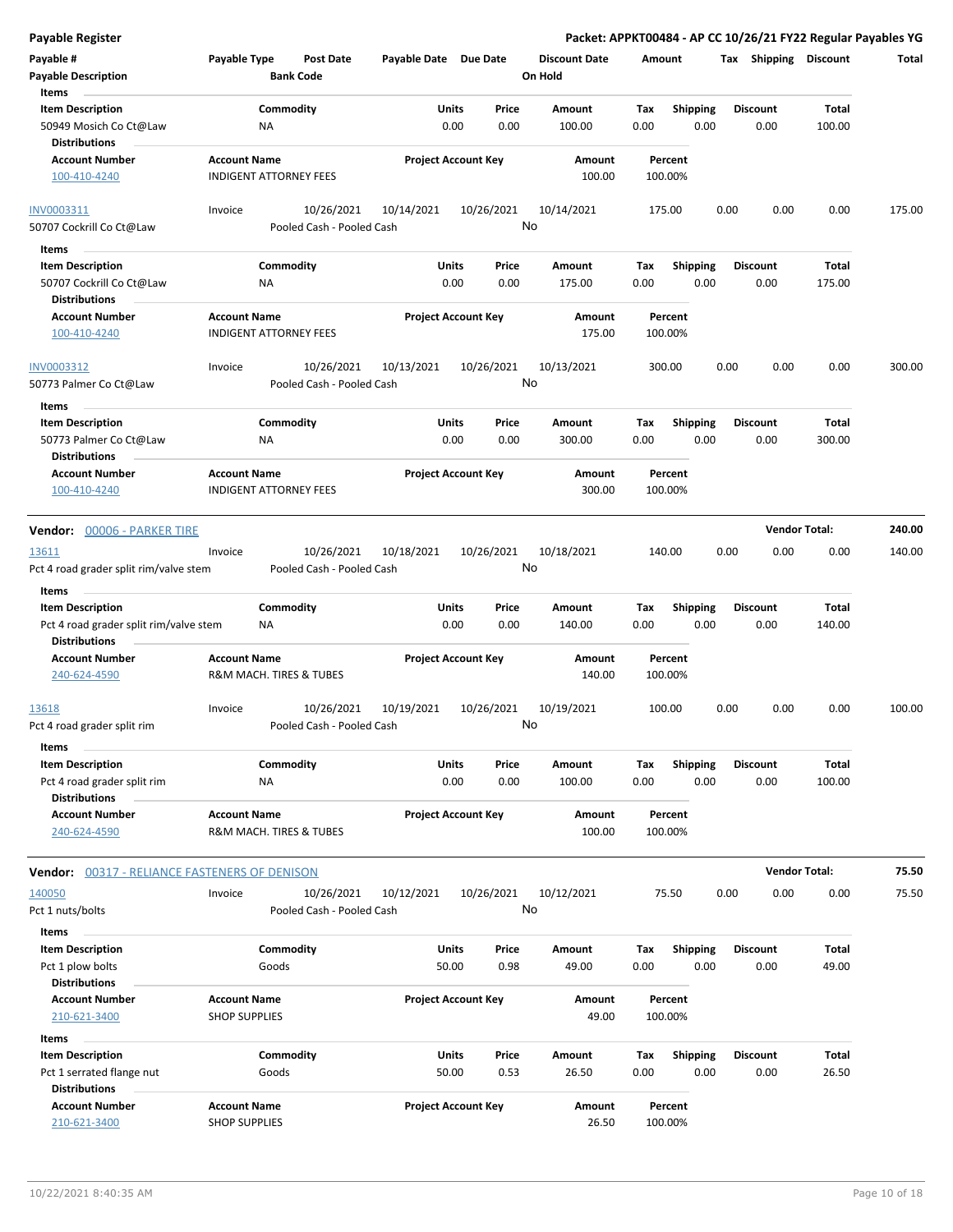# Payable Register

**Packet: APPKT00484 - AP CC 10/26/21 FY22 Regular Payables YG**

| Payable # | Payable Type | Post Date | Payable Date | Due Date | Discount Date | Amount | Tax | Shipping | Discount | Total |
|---|---|---|---|---|---|---|---|---|---|---|
| Payable Description | | Bank Code | | | On Hold | | | | | |

**Items**

| Item Description | Commodity | Units | Price | Amount | Tax | Shipping | Discount | Total |
|---|---|---|---|---|---|---|---|---|
| 50949 Mosich Co Ct@Law | NA | 0.00 | 0.00 | 100.00 | 0.00 | 0.00 | 0.00 | 100.00 |

**Distributions**

| Account Number | Account Name | Project Account Key | Amount | Percent |
|---|---|---|---|---|
| 100-410-4240 | INDIGENT ATTORNEY FEES | | 100.00 | 100.00% |

| Payable # | Payable Type | Post Date | Payable Date | Due Date | Discount Date | Amount | Tax | Shipping | Discount | Total |
|---|---|---|---|---|---|---|---|---|---|---|
| INV0003311 | Invoice | 10/26/2021 | 10/14/2021 | 10/26/2021 | 10/14/2021 | 175.00 | 0.00 | 0.00 | 0.00 | 175.00 |
| 50707 Cockrill Co Ct@Law | | Pooled Cash - Pooled Cash | | | No | | | | | |

**Items**

| Item Description | Commodity | Units | Price | Amount | Tax | Shipping | Discount | Total |
|---|---|---|---|---|---|---|---|---|
| 50707 Cockrill Co Ct@Law | NA | 0.00 | 0.00 | 175.00 | 0.00 | 0.00 | 0.00 | 175.00 |

**Distributions**

| Account Number | Account Name | Project Account Key | Amount | Percent |
|---|---|---|---|---|
| 100-410-4240 | INDIGENT ATTORNEY FEES | | 175.00 | 100.00% |

| Payable # | Payable Type | Post Date | Payable Date | Due Date | Discount Date | Amount | Tax | Shipping | Discount | Total |
|---|---|---|---|---|---|---|---|---|---|---|
| INV0003312 | Invoice | 10/26/2021 | 10/13/2021 | 10/26/2021 | 10/13/2021 | 300.00 | 0.00 | 0.00 | 0.00 | 300.00 |
| 50773 Palmer Co Ct@Law | | Pooled Cash - Pooled Cash | | | No | | | | | |

**Items**

| Item Description | Commodity | Units | Price | Amount | Tax | Shipping | Discount | Total |
|---|---|---|---|---|---|---|---|---|
| 50773 Palmer Co Ct@Law | NA | 0.00 | 0.00 | 300.00 | 0.00 | 0.00 | 0.00 | 300.00 |

**Distributions**

| Account Number | Account Name | Project Account Key | Amount | Percent |
|---|---|---|---|---|
| 100-410-4240 | INDIGENT ATTORNEY FEES | | 300.00 | 100.00% |

## Vendor: 00006 - PARKER TIRE — Vendor Total: 240.00

| Payable # | Payable Type | Post Date | Payable Date | Due Date | Discount Date | Amount | Tax | Shipping | Discount | Total |
|---|---|---|---|---|---|---|---|---|---|---|
| 13611 | Invoice | 10/26/2021 | 10/18/2021 | 10/26/2021 | 10/18/2021 | 140.00 | 0.00 | 0.00 | 0.00 | 140.00 |
| Pct 4 road grader split rim/valve stem | | Pooled Cash - Pooled Cash | | | No | | | | | |

**Items**

| Item Description | Commodity | Units | Price | Amount | Tax | Shipping | Discount | Total |
|---|---|---|---|---|---|---|---|---|
| Pct 4 road grader split rim/valve stem | NA | 0.00 | 0.00 | 140.00 | 0.00 | 0.00 | 0.00 | 140.00 |

**Distributions**

| Account Number | Account Name | Project Account Key | Amount | Percent |
|---|---|---|---|---|
| 240-624-4590 | R&M MACH. TIRES & TUBES | | 140.00 | 100.00% |

| Payable # | Payable Type | Post Date | Payable Date | Due Date | Discount Date | Amount | Tax | Shipping | Discount | Total |
|---|---|---|---|---|---|---|---|---|---|---|
| 13618 | Invoice | 10/26/2021 | 10/19/2021 | 10/26/2021 | 10/19/2021 | 100.00 | 0.00 | 0.00 | 0.00 | 100.00 |
| Pct 4 road grader split rim | | Pooled Cash - Pooled Cash | | | No | | | | | |

**Items**

| Item Description | Commodity | Units | Price | Amount | Tax | Shipping | Discount | Total |
|---|---|---|---|---|---|---|---|---|
| Pct 4 road grader split rim | NA | 0.00 | 0.00 | 100.00 | 0.00 | 0.00 | 0.00 | 100.00 |

**Distributions**

| Account Number | Account Name | Project Account Key | Amount | Percent |
|---|---|---|---|---|
| 240-624-4590 | R&M MACH. TIRES & TUBES | | 100.00 | 100.00% |

## Vendor: 00317 - RELIANCE FASTENERS OF DENISON — Vendor Total: 75.50

| Payable # | Payable Type | Post Date | Payable Date | Due Date | Discount Date | Amount | Tax | Shipping | Discount | Total |
|---|---|---|---|---|---|---|---|---|---|---|
| 140050 | Invoice | 10/26/2021 | 10/12/2021 | 10/26/2021 | 10/12/2021 | 75.50 | 0.00 | 0.00 | 0.00 | 75.50 |
| Pct 1 nuts/bolts | | Pooled Cash - Pooled Cash | | | No | | | | | |

**Items**

| Item Description | Commodity | Units | Price | Amount | Tax | Shipping | Discount | Total |
|---|---|---|---|---|---|---|---|---|
| Pct 1 plow bolts | Goods | 50.00 | 0.98 | 49.00 | 0.00 | 0.00 | 0.00 | 49.00 |

**Distributions**

| Account Number | Account Name | Project Account Key | Amount | Percent |
|---|---|---|---|---|
| 210-621-3400 | SHOP SUPPLIES | | 49.00 | 100.00% |

**Items**

| Item Description | Commodity | Units | Price | Amount | Tax | Shipping | Discount | Total |
|---|---|---|---|---|---|---|---|---|
| Pct 1 serrated flange nut | Goods | 50.00 | 0.53 | 26.50 | 0.00 | 0.00 | 0.00 | 26.50 |

**Distributions**

| Account Number | Account Name | Project Account Key | Amount | Percent |
|---|---|---|---|---|
| 210-621-3400 | SHOP SUPPLIES | | 26.50 | 100.00% |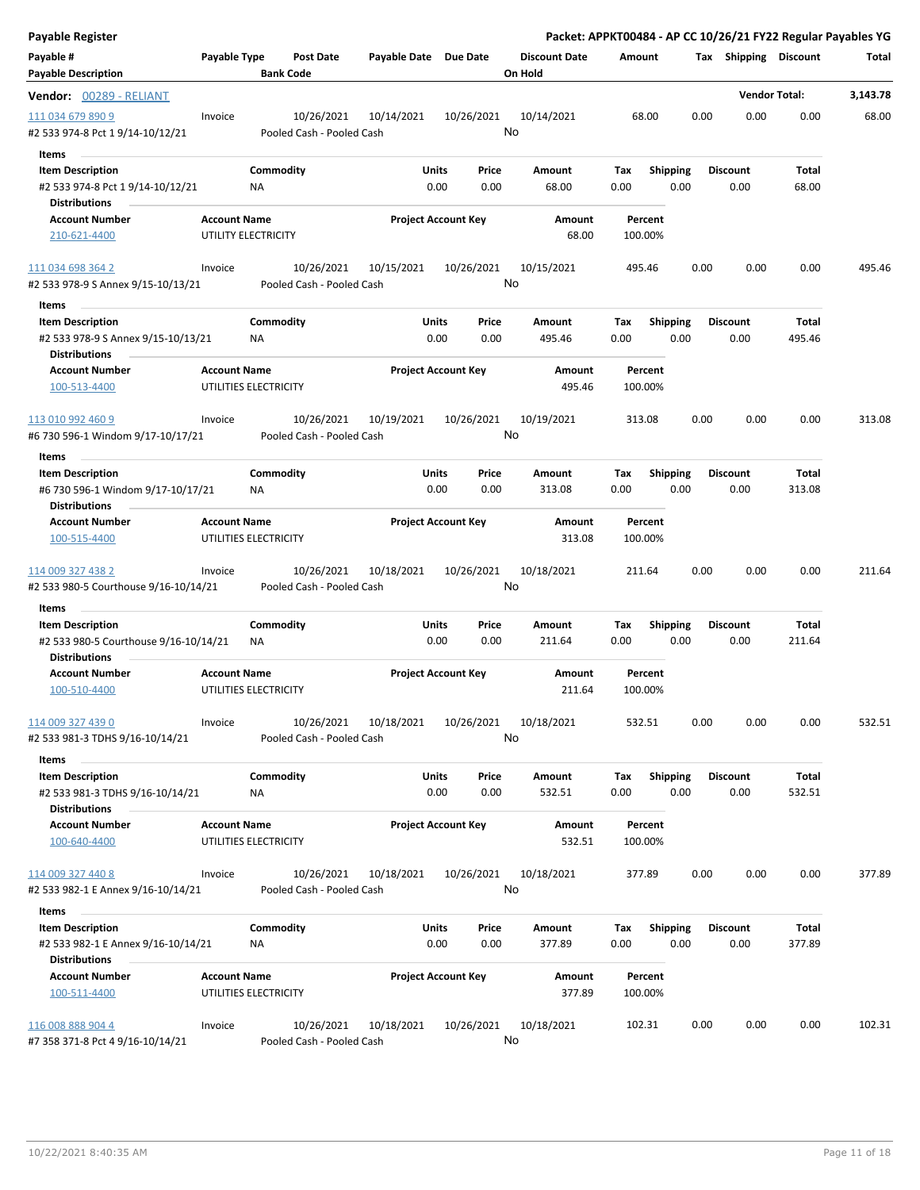**Payable Register**

**Packet: APPKT00484 - AP CC 10/26/21 FY22 Regular Payables YG**

| Payable # / Payable Description | Payable Type | Post Date / Bank Code | Payable Date | Due Date | Discount Date / On Hold | Amount | Tax | Shipping | Discount | Total |
|---|---|---|---|---|---|---|---|---|---|---|

**Vendor: 00289 - RELIANT** — **Vendor Total: 3,143.78**

| Payable # | Payable Type | Post Date | Payable Date | Due Date | Discount Date | Amount | Tax | Shipping | Discount | Total |
|---|---|---|---|---|---|---|---|---|---|---|
| 111 034 679 890 9 | Invoice | 10/26/2021 | 10/14/2021 | 10/26/2021 | 10/14/2021 | 68.00 | 0.00 | 0.00 | 0.00 | 68.00 |

#2 533 974-8 Pct 1 9/14-10/12/21 — Pooled Cash - Pooled Cash — On Hold: No

**Items**

| Item Description | Commodity | Units | Price | Amount | Tax | Shipping | Discount | Total |
|---|---|---|---|---|---|---|---|---|
| #2 533 974-8 Pct 1 9/14-10/12/21 | NA | 0.00 | 0.00 | 68.00 | 0.00 | 0.00 | 0.00 | 68.00 |

**Distributions**

| Account Number | Account Name | Project Account Key | Amount | Percent |
|---|---|---|---|---|
| 210-621-4400 | UTILITY ELECTRICITY | | 68.00 | 100.00% |

| Payable # | Payable Type | Post Date | Payable Date | Due Date | Discount Date | Amount | Tax | Shipping | Discount | Total |
|---|---|---|---|---|---|---|---|---|---|---|
| 111 034 698 364 2 | Invoice | 10/26/2021 | 10/15/2021 | 10/26/2021 | 10/15/2021 | 495.46 | 0.00 | 0.00 | 0.00 | 495.46 |

#2 533 978-9 S Annex 9/15-10/13/21 — Pooled Cash - Pooled Cash — On Hold: No

**Items**

| Item Description | Commodity | Units | Price | Amount | Tax | Shipping | Discount | Total |
|---|---|---|---|---|---|---|---|---|
| #2 533 978-9 S Annex 9/15-10/13/21 | NA | 0.00 | 0.00 | 495.46 | 0.00 | 0.00 | 0.00 | 495.46 |

**Distributions**

| Account Number | Account Name | Project Account Key | Amount | Percent |
|---|---|---|---|---|
| 100-513-4400 | UTILITIES ELECTRICITY | | 495.46 | 100.00% |

| Payable # | Payable Type | Post Date | Payable Date | Due Date | Discount Date | Amount | Tax | Shipping | Discount | Total |
|---|---|---|---|---|---|---|---|---|---|---|
| 113 010 992 460 9 | Invoice | 10/26/2021 | 10/19/2021 | 10/26/2021 | 10/19/2021 | 313.08 | 0.00 | 0.00 | 0.00 | 313.08 |

#6 730 596-1 Windom 9/17-10/17/21 — Pooled Cash - Pooled Cash — On Hold: No

**Items**

| Item Description | Commodity | Units | Price | Amount | Tax | Shipping | Discount | Total |
|---|---|---|---|---|---|---|---|---|
| #6 730 596-1 Windom 9/17-10/17/21 | NA | 0.00 | 0.00 | 313.08 | 0.00 | 0.00 | 0.00 | 313.08 |

**Distributions**

| Account Number | Account Name | Project Account Key | Amount | Percent |
|---|---|---|---|---|
| 100-515-4400 | UTILITIES ELECTRICITY | | 313.08 | 100.00% |

| Payable # | Payable Type | Post Date | Payable Date | Due Date | Discount Date | Amount | Tax | Shipping | Discount | Total |
|---|---|---|---|---|---|---|---|---|---|---|
| 114 009 327 438 2 | Invoice | 10/26/2021 | 10/18/2021 | 10/26/2021 | 10/18/2021 | 211.64 | 0.00 | 0.00 | 0.00 | 211.64 |

#2 533 980-5 Courthouse 9/16-10/14/21 — Pooled Cash - Pooled Cash — On Hold: No

**Items**

| Item Description | Commodity | Units | Price | Amount | Tax | Shipping | Discount | Total |
|---|---|---|---|---|---|---|---|---|
| #2 533 980-5 Courthouse 9/16-10/14/21 | NA | 0.00 | 0.00 | 211.64 | 0.00 | 0.00 | 0.00 | 211.64 |

**Distributions**

| Account Number | Account Name | Project Account Key | Amount | Percent |
|---|---|---|---|---|
| 100-510-4400 | UTILITIES ELECTRICITY | | 211.64 | 100.00% |

| Payable # | Payable Type | Post Date | Payable Date | Due Date | Discount Date | Amount | Tax | Shipping | Discount | Total |
|---|---|---|---|---|---|---|---|---|---|---|
| 114 009 327 439 0 | Invoice | 10/26/2021 | 10/18/2021 | 10/26/2021 | 10/18/2021 | 532.51 | 0.00 | 0.00 | 0.00 | 532.51 |

#2 533 981-3 TDHS 9/16-10/14/21 — Pooled Cash - Pooled Cash — On Hold: No

**Items**

| Item Description | Commodity | Units | Price | Amount | Tax | Shipping | Discount | Total |
|---|---|---|---|---|---|---|---|---|
| #2 533 981-3 TDHS 9/16-10/14/21 | NA | 0.00 | 0.00 | 532.51 | 0.00 | 0.00 | 0.00 | 532.51 |

**Distributions**

| Account Number | Account Name | Project Account Key | Amount | Percent |
|---|---|---|---|---|
| 100-640-4400 | UTILITIES ELECTRICITY | | 532.51 | 100.00% |

| Payable # | Payable Type | Post Date | Payable Date | Due Date | Discount Date | Amount | Tax | Shipping | Discount | Total |
|---|---|---|---|---|---|---|---|---|---|---|
| 114 009 327 440 8 | Invoice | 10/26/2021 | 10/18/2021 | 10/26/2021 | 10/18/2021 | 377.89 | 0.00 | 0.00 | 0.00 | 377.89 |

#2 533 982-1 E Annex 9/16-10/14/21 — Pooled Cash - Pooled Cash — On Hold: No

**Items**

| Item Description | Commodity | Units | Price | Amount | Tax | Shipping | Discount | Total |
|---|---|---|---|---|---|---|---|---|
| #2 533 982-1 E Annex 9/16-10/14/21 | NA | 0.00 | 0.00 | 377.89 | 0.00 | 0.00 | 0.00 | 377.89 |

**Distributions**

| Account Number | Account Name | Project Account Key | Amount | Percent |
|---|---|---|---|---|
| 100-511-4400 | UTILITIES ELECTRICITY | | 377.89 | 100.00% |

| Payable # | Payable Type | Post Date | Payable Date | Due Date | Discount Date | Amount | Tax | Shipping | Discount | Total |
|---|---|---|---|---|---|---|---|---|---|---|
| 116 008 888 904 4 | Invoice | 10/26/2021 | 10/18/2021 | 10/26/2021 | 10/18/2021 | 102.31 | 0.00 | 0.00 | 0.00 | 102.31 |

#7 358 371-8 Pct 4 9/16-10/14/21 — Pooled Cash - Pooled Cash — On Hold: No

10/22/2021 8:40:35 AM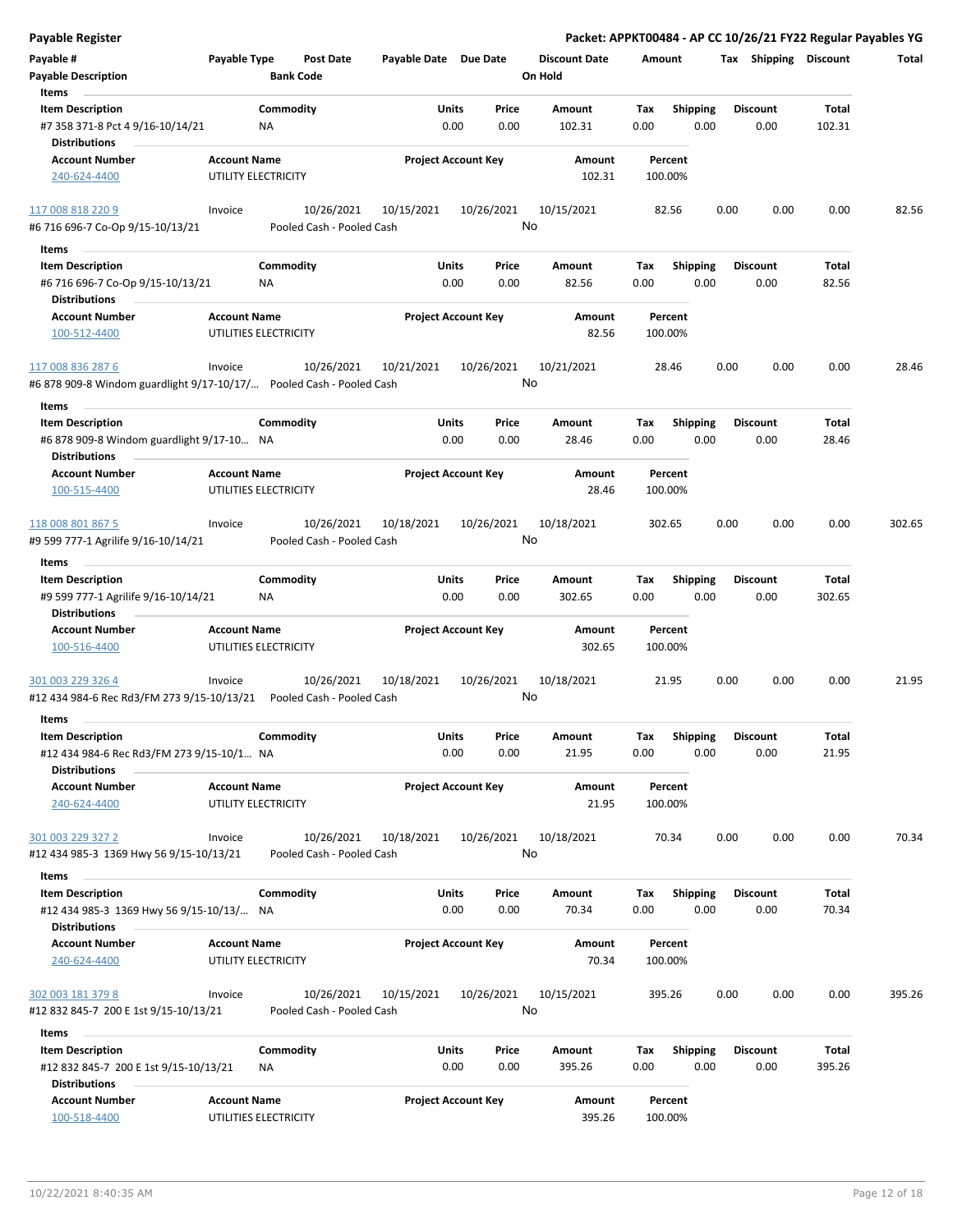| Payable # | Payable Type | Post Date | Payable Date | Due Date | Discount Date | Amount | Tax | Shipping | Discount | Total |
|---|---|---|---|---|---|---|---|---|---|---|
| Payable Description | | Bank Code | | | On Hold | | | | | |

**Items**

| Item Description | Commodity | Units | Price | Amount | Tax | Shipping | Discount | Total |
|---|---|---|---|---|---|---|---|---|
| #7 358 371-8 Pct 4 9/16-10/14/21 | NA | 0.00 | 0.00 | 102.31 | 0.00 | 0.00 | 0.00 | 102.31 |

**Distributions**

| Account Number | Account Name | Project Account Key | Amount | Percent |
|---|---|---|---|---|
| 240-624-4400 | UTILITY ELECTRICITY | | 102.31 | 100.00% |

| Payable # | Payable Type | Post Date | Payable Date | Due Date | Discount Date | Amount | Tax | Shipping | Discount | Total |
|---|---|---|---|---|---|---|---|---|---|---|
| 117 008 818 220 9 | Invoice | 10/26/2021 | 10/15/2021 | 10/26/2021 | 10/15/2021 | 82.56 | 0.00 | 0.00 | 0.00 | 82.56 |
| #6 716 696-7 Co-Op 9/15-10/13/21 | | Pooled Cash - Pooled Cash | | | No | | | | | |

**Items**

| Item Description | Commodity | Units | Price | Amount | Tax | Shipping | Discount | Total |
|---|---|---|---|---|---|---|---|---|
| #6 716 696-7 Co-Op 9/15-10/13/21 | NA | 0.00 | 0.00 | 82.56 | 0.00 | 0.00 | 0.00 | 82.56 |

**Distributions**

| Account Number | Account Name | Project Account Key | Amount | Percent |
|---|---|---|---|---|
| 100-512-4400 | UTILITIES ELECTRICITY | | 82.56 | 100.00% |

| Payable # | Payable Type | Post Date | Payable Date | Due Date | Discount Date | Amount | Tax | Shipping | Discount | Total |
|---|---|---|---|---|---|---|---|---|---|---|
| 117 008 836 287 6 | Invoice | 10/26/2021 | 10/21/2021 | 10/26/2021 | 10/21/2021 | 28.46 | 0.00 | 0.00 | 0.00 | 28.46 |
| #6 878 909-8 Windom guardlight 9/17-10/17/... | | Pooled Cash - Pooled Cash | | | No | | | | | |

**Items**

| Item Description | Commodity | Units | Price | Amount | Tax | Shipping | Discount | Total |
|---|---|---|---|---|---|---|---|---|
| #6 878 909-8 Windom guardlight 9/17-10... | NA | 0.00 | 0.00 | 28.46 | 0.00 | 0.00 | 0.00 | 28.46 |

**Distributions**

| Account Number | Account Name | Project Account Key | Amount | Percent |
|---|---|---|---|---|
| 100-515-4400 | UTILITIES ELECTRICITY | | 28.46 | 100.00% |

| Payable # | Payable Type | Post Date | Payable Date | Due Date | Discount Date | Amount | Tax | Shipping | Discount | Total |
|---|---|---|---|---|---|---|---|---|---|---|
| 118 008 801 867 5 | Invoice | 10/26/2021 | 10/18/2021 | 10/26/2021 | 10/18/2021 | 302.65 | 0.00 | 0.00 | 0.00 | 302.65 |
| #9 599 777-1 Agrilife 9/16-10/14/21 | | Pooled Cash - Pooled Cash | | | No | | | | | |

**Items**

| Item Description | Commodity | Units | Price | Amount | Tax | Shipping | Discount | Total |
|---|---|---|---|---|---|---|---|---|
| #9 599 777-1 Agrilife 9/16-10/14/21 | NA | 0.00 | 0.00 | 302.65 | 0.00 | 0.00 | 0.00 | 302.65 |

**Distributions**

| Account Number | Account Name | Project Account Key | Amount | Percent |
|---|---|---|---|---|
| 100-516-4400 | UTILITIES ELECTRICITY | | 302.65 | 100.00% |

| Payable # | Payable Type | Post Date | Payable Date | Due Date | Discount Date | Amount | Tax | Shipping | Discount | Total |
|---|---|---|---|---|---|---|---|---|---|---|
| 301 003 229 326 4 | Invoice | 10/26/2021 | 10/18/2021 | 10/26/2021 | 10/18/2021 | 21.95 | 0.00 | 0.00 | 0.00 | 21.95 |
| #12 434 984-6 Rec Rd3/FM 273 9/15-10/13/21 | | Pooled Cash - Pooled Cash | | | No | | | | | |

**Items**

| Item Description | Commodity | Units | Price | Amount | Tax | Shipping | Discount | Total |
|---|---|---|---|---|---|---|---|---|
| #12 434 984-6 Rec Rd3/FM 273 9/15-10/1... | NA | 0.00 | 0.00 | 21.95 | 0.00 | 0.00 | 0.00 | 21.95 |

**Distributions**

| Account Number | Account Name | Project Account Key | Amount | Percent |
|---|---|---|---|---|
| 240-624-4400 | UTILITY ELECTRICITY | | 21.95 | 100.00% |

| Payable # | Payable Type | Post Date | Payable Date | Due Date | Discount Date | Amount | Tax | Shipping | Discount | Total |
|---|---|---|---|---|---|---|---|---|---|---|
| 301 003 229 327 2 | Invoice | 10/26/2021 | 10/18/2021 | 10/26/2021 | 10/18/2021 | 70.34 | 0.00 | 0.00 | 0.00 | 70.34 |
| #12 434 985-3 1369 Hwy 56 9/15-10/13/21 | | Pooled Cash - Pooled Cash | | | No | | | | | |

**Items**

| Item Description | Commodity | Units | Price | Amount | Tax | Shipping | Discount | Total |
|---|---|---|---|---|---|---|---|---|
| #12 434 985-3 1369 Hwy 56 9/15-10/13/... | NA | 0.00 | 0.00 | 70.34 | 0.00 | 0.00 | 0.00 | 70.34 |

**Distributions**

| Account Number | Account Name | Project Account Key | Amount | Percent |
|---|---|---|---|---|
| 240-624-4400 | UTILITY ELECTRICITY | | 70.34 | 100.00% |

| Payable # | Payable Type | Post Date | Payable Date | Due Date | Discount Date | Amount | Tax | Shipping | Discount | Total |
|---|---|---|---|---|---|---|---|---|---|---|
| 302 003 181 379 8 | Invoice | 10/26/2021 | 10/15/2021 | 10/26/2021 | 10/15/2021 | 395.26 | 0.00 | 0.00 | 0.00 | 395.26 |
| #12 832 845-7 200 E 1st 9/15-10/13/21 | | Pooled Cash - Pooled Cash | | | No | | | | | |

**Items**

| Item Description | Commodity | Units | Price | Amount | Tax | Shipping | Discount | Total |
|---|---|---|---|---|---|---|---|---|
| #12 832 845-7 200 E 1st 9/15-10/13/21 | NA | 0.00 | 0.00 | 395.26 | 0.00 | 0.00 | 0.00 | 395.26 |

**Distributions**

| Account Number | Account Name | Project Account Key | Amount | Percent |
|---|---|---|---|---|
| 100-518-4400 | UTILITIES ELECTRICITY | | 395.26 | 100.00% |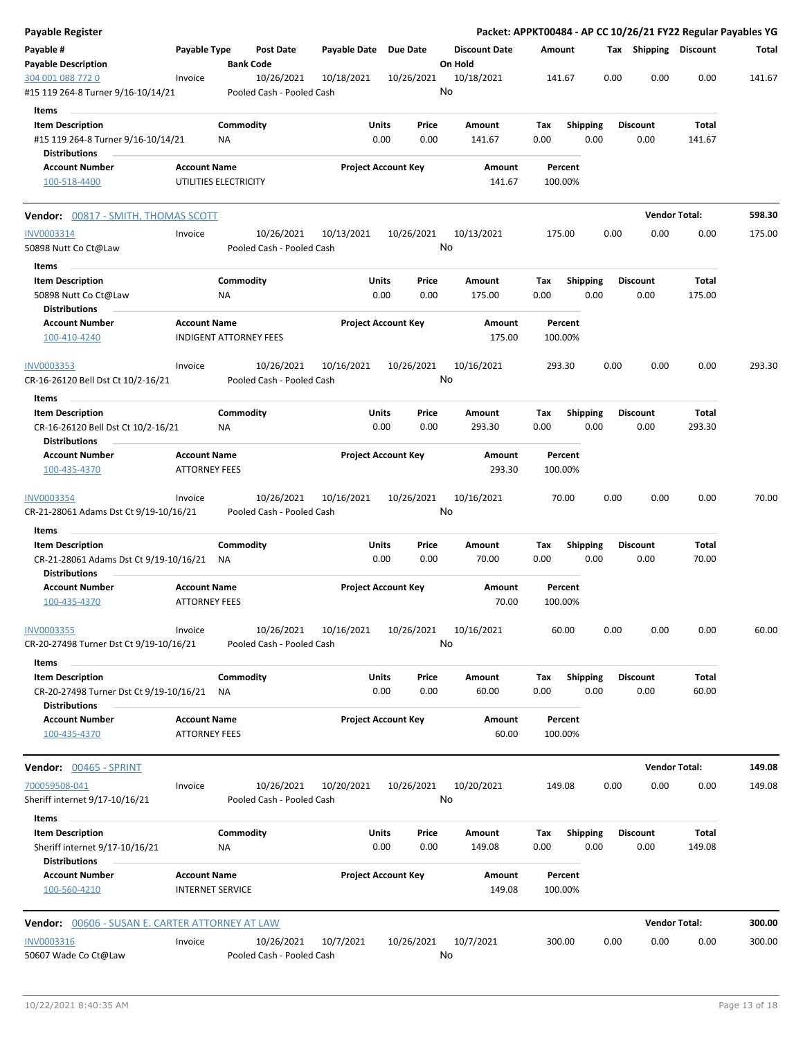**Payable Register** | **Packet: APPKT00484 - AP CC 10/26/21 FY22 Regular Payables YG**

| Payable # | Payable Type | Post Date | Payable Date | Due Date | Discount Date | Amount | Tax | Shipping | Discount | Total |
|---|---|---|---|---|---|---|---|---|---|---|
| **Payable Description** | | **Bank Code** | | | **On Hold** | | | | | |
| 304 001 088 772 0 | Invoice | 10/26/2021 | 10/18/2021 | 10/26/2021 | 10/18/2021 | 141.67 | 0.00 | 0.00 | 0.00 | 141.67 |
| #15 119 264-8 Turner 9/16-10/14/21 | | Pooled Cash - Pooled Cash | | | No | | | | | |

**Items**

| Item Description | Commodity | Units | Price | Amount | Tax | Shipping | Discount | Total |
|---|---|---|---|---|---|---|---|---|
| #15 119 264-8 Turner 9/16-10/14/21 | NA | 0.00 | 0.00 | 141.67 | 0.00 | 0.00 | 0.00 | 141.67 |

**Distributions**

| Account Number | Account Name | Project Account Key | Amount | Percent |
|---|---|---|---|---|
| 100-518-4400 | UTILITIES ELECTRICITY | | 141.67 | 100.00% |

## Vendor: 00817 - SMITH, THOMAS SCOTT — Vendor Total: 598.30

| Payable # | Payable Type | Post Date | Payable Date | Due Date | Discount Date | Amount | Tax | Shipping | Discount | Total |
|---|---|---|---|---|---|---|---|---|---|---|
| INV0003314 | Invoice | 10/26/2021 | 10/13/2021 | 10/26/2021 | 10/13/2021 | 175.00 | 0.00 | 0.00 | 0.00 | 175.00 |
| 50898 Nutt Co Ct@Law | | Pooled Cash - Pooled Cash | | | No | | | | | |

**Items**

| Item Description | Commodity | Units | Price | Amount | Tax | Shipping | Discount | Total |
|---|---|---|---|---|---|---|---|---|
| 50898 Nutt Co Ct@Law | NA | 0.00 | 0.00 | 175.00 | 0.00 | 0.00 | 0.00 | 175.00 |

**Distributions**

| Account Number | Account Name | Project Account Key | Amount | Percent |
|---|---|---|---|---|
| 100-410-4240 | INDIGENT ATTORNEY FEES | | 175.00 | 100.00% |

| Payable # | Payable Type | Post Date | Payable Date | Due Date | Discount Date | Amount | Tax | Shipping | Discount | Total |
|---|---|---|---|---|---|---|---|---|---|---|
| INV0003353 | Invoice | 10/26/2021 | 10/16/2021 | 10/26/2021 | 10/16/2021 | 293.30 | 0.00 | 0.00 | 0.00 | 293.30 |
| CR-16-26120 Bell Dst Ct 10/2-16/21 | | Pooled Cash - Pooled Cash | | | No | | | | | |

**Items**

| Item Description | Commodity | Units | Price | Amount | Tax | Shipping | Discount | Total |
|---|---|---|---|---|---|---|---|---|
| CR-16-26120 Bell Dst Ct 10/2-16/21 | NA | 0.00 | 0.00 | 293.30 | 0.00 | 0.00 | 0.00 | 293.30 |

**Distributions**

| Account Number | Account Name | Project Account Key | Amount | Percent |
|---|---|---|---|---|
| 100-435-4370 | ATTORNEY FEES | | 293.30 | 100.00% |

| Payable # | Payable Type | Post Date | Payable Date | Due Date | Discount Date | Amount | Tax | Shipping | Discount | Total |
|---|---|---|---|---|---|---|---|---|---|---|
| INV0003354 | Invoice | 10/26/2021 | 10/16/2021 | 10/26/2021 | 10/16/2021 | 70.00 | 0.00 | 0.00 | 0.00 | 70.00 |
| CR-21-28061 Adams Dst Ct 9/19-10/16/21 | | Pooled Cash - Pooled Cash | | | No | | | | | |

**Items**

| Item Description | Commodity | Units | Price | Amount | Tax | Shipping | Discount | Total |
|---|---|---|---|---|---|---|---|---|
| CR-21-28061 Adams Dst Ct 9/19-10/16/21 | NA | 0.00 | 0.00 | 70.00 | 0.00 | 0.00 | 0.00 | 70.00 |

**Distributions**

| Account Number | Account Name | Project Account Key | Amount | Percent |
|---|---|---|---|---|
| 100-435-4370 | ATTORNEY FEES | | 70.00 | 100.00% |

| Payable # | Payable Type | Post Date | Payable Date | Due Date | Discount Date | Amount | Tax | Shipping | Discount | Total |
|---|---|---|---|---|---|---|---|---|---|---|
| INV0003355 | Invoice | 10/26/2021 | 10/16/2021 | 10/26/2021 | 10/16/2021 | 60.00 | 0.00 | 0.00 | 0.00 | 60.00 |
| CR-20-27498 Turner Dst Ct 9/19-10/16/21 | | Pooled Cash - Pooled Cash | | | No | | | | | |

**Items**

| Item Description | Commodity | Units | Price | Amount | Tax | Shipping | Discount | Total |
|---|---|---|---|---|---|---|---|---|
| CR-20-27498 Turner Dst Ct 9/19-10/16/21 | NA | 0.00 | 0.00 | 60.00 | 0.00 | 0.00 | 0.00 | 60.00 |

**Distributions**

| Account Number | Account Name | Project Account Key | Amount | Percent |
|---|---|---|---|---|
| 100-435-4370 | ATTORNEY FEES | | 60.00 | 100.00% |

## Vendor: 00465 - SPRINT — Vendor Total: 149.08

| Payable # | Payable Type | Post Date | Payable Date | Due Date | Discount Date | Amount | Tax | Shipping | Discount | Total |
|---|---|---|---|---|---|---|---|---|---|---|
| 700059508-041 | Invoice | 10/26/2021 | 10/20/2021 | 10/26/2021 | 10/20/2021 | 149.08 | 0.00 | 0.00 | 0.00 | 149.08 |
| Sheriff internet 9/17-10/16/21 | | Pooled Cash - Pooled Cash | | | No | | | | | |

**Items**

| Item Description | Commodity | Units | Price | Amount | Tax | Shipping | Discount | Total |
|---|---|---|---|---|---|---|---|---|
| Sheriff internet 9/17-10/16/21 | NA | 0.00 | 0.00 | 149.08 | 0.00 | 0.00 | 0.00 | 149.08 |

**Distributions**

| Account Number | Account Name | Project Account Key | Amount | Percent |
|---|---|---|---|---|
| 100-560-4210 | INTERNET SERVICE | | 149.08 | 100.00% |

## Vendor: 00606 - SUSAN E. CARTER ATTORNEY AT LAW — Vendor Total: 300.00

| Payable # | Payable Type | Post Date | Payable Date | Due Date | Discount Date | Amount | Tax | Shipping | Discount | Total |
|---|---|---|---|---|---|---|---|---|---|---|
| INV0003316 | Invoice | 10/26/2021 | 10/7/2021 | 10/26/2021 | 10/7/2021 | 300.00 | 0.00 | 0.00 | 0.00 | 300.00 |
| 50607 Wade Co Ct@Law | | Pooled Cash - Pooled Cash | | | No | | | | | |

10/22/2021 8:40:35 AM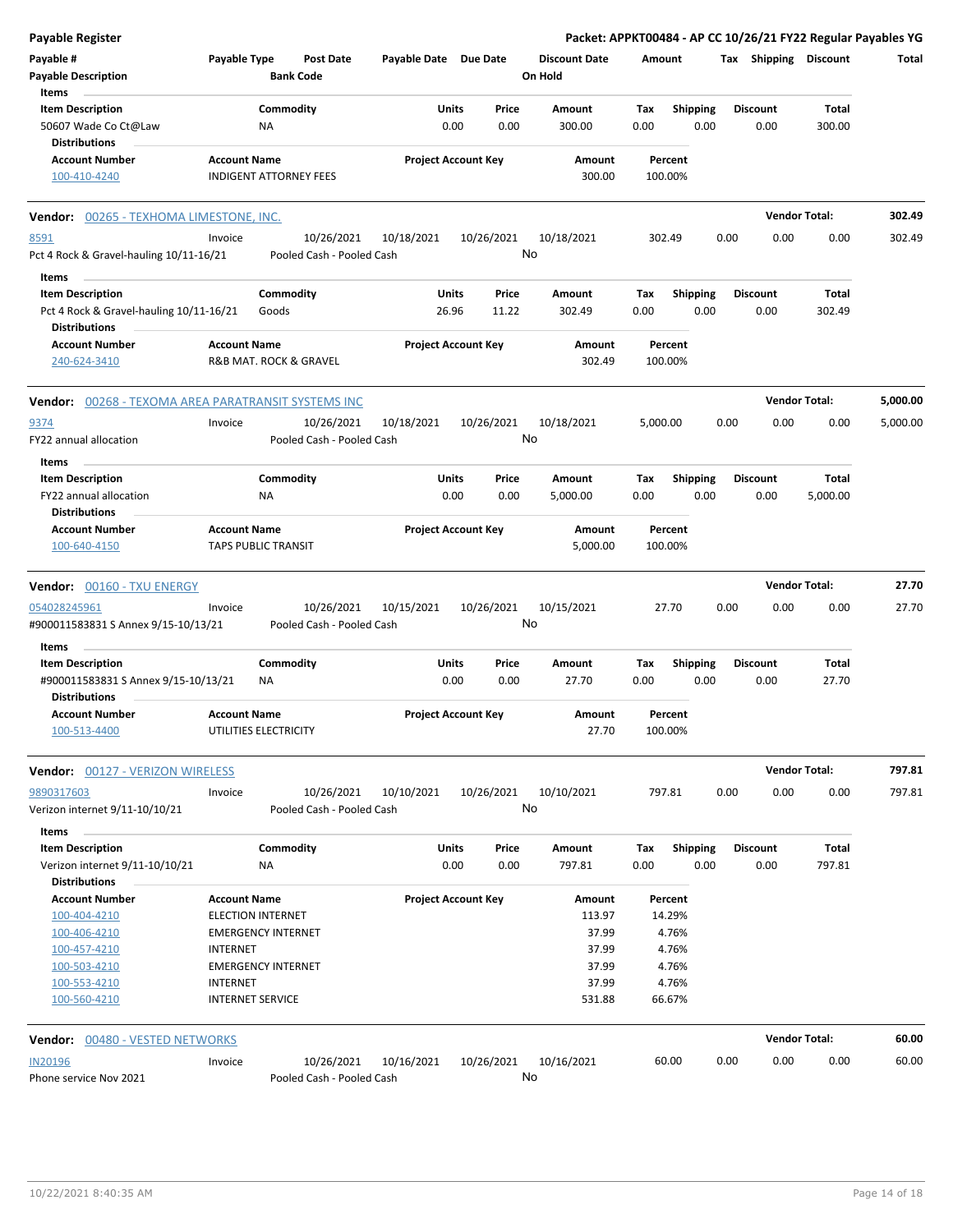**Payable Register** — Packet: APPKT00484 - AP CC 10/26/21 FY22 Regular Payables YG

| Payable # | Payable Type | Post Date | Payable Date | Due Date | Discount Date | Amount | Tax | Shipping | Discount | Total |
|---|---|---|---|---|---|---|---|---|---|---|
| Payable Description | | Bank Code | | | On Hold | | | | | |

**Items**

| Item Description | Commodity | Units | Price | Amount | Tax | Shipping | Discount | Total |
|---|---|---|---|---|---|---|---|---|
| 50607 Wade Co Ct@Law | NA | 0.00 | 0.00 | 300.00 | 0.00 | 0.00 | 0.00 | 300.00 |

**Distributions**

| Account Number | Account Name | Project Account Key | Amount | Percent |
|---|---|---|---|---|
| 100-410-4240 | INDIGENT ATTORNEY FEES | | 300.00 | 100.00% |

---

**Vendor:** 00265 - TEXHOMA LIMESTONE, INC. — **Vendor Total:** 302.49

| Payable # | Payable Type | Post Date | Payable Date | Due Date | Discount Date | Amount | Tax | Shipping | Discount | Total |
|---|---|---|---|---|---|---|---|---|---|---|
| 8591 | Invoice | 10/26/2021 | 10/18/2021 | 10/26/2021 | 10/18/2021 | 302.49 | 0.00 | 0.00 | 0.00 | 302.49 |
| Pct 4 Rock & Gravel-hauling 10/11-16/21 | | Pooled Cash - Pooled Cash | | | No | | | | | |

**Items**

| Item Description | Commodity | Units | Price | Amount | Tax | Shipping | Discount | Total |
|---|---|---|---|---|---|---|---|---|
| Pct 4 Rock & Gravel-hauling 10/11-16/21 | Goods | 26.96 | 11.22 | 302.49 | 0.00 | 0.00 | 0.00 | 302.49 |

**Distributions**

| Account Number | Account Name | Project Account Key | Amount | Percent |
|---|---|---|---|---|
| 240-624-3410 | R&B MAT. ROCK & GRAVEL | | 302.49 | 100.00% |

---

**Vendor:** 00268 - TEXOMA AREA PARATRANSIT SYSTEMS INC — **Vendor Total:** 5,000.00

| Payable # | Payable Type | Post Date | Payable Date | Due Date | Discount Date | Amount | Tax | Shipping | Discount | Total |
|---|---|---|---|---|---|---|---|---|---|---|
| 9374 | Invoice | 10/26/2021 | 10/18/2021 | 10/26/2021 | 10/18/2021 | 5,000.00 | 0.00 | 0.00 | 0.00 | 5,000.00 |
| FY22 annual allocation | | Pooled Cash - Pooled Cash | | | No | | | | | |

**Items**

| Item Description | Commodity | Units | Price | Amount | Tax | Shipping | Discount | Total |
|---|---|---|---|---|---|---|---|---|
| FY22 annual allocation | NA | 0.00 | 0.00 | 5,000.00 | 0.00 | 0.00 | 0.00 | 5,000.00 |

**Distributions**

| Account Number | Account Name | Project Account Key | Amount | Percent |
|---|---|---|---|---|
| 100-640-4150 | TAPS PUBLIC TRANSIT | | 5,000.00 | 100.00% |

---

**Vendor:** 00160 - TXU ENERGY — **Vendor Total:** 27.70

| Payable # | Payable Type | Post Date | Payable Date | Due Date | Discount Date | Amount | Tax | Shipping | Discount | Total |
|---|---|---|---|---|---|---|---|---|---|---|
| 054028245961 | Invoice | 10/26/2021 | 10/15/2021 | 10/26/2021 | 10/15/2021 | 27.70 | 0.00 | 0.00 | 0.00 | 27.70 |
| #900011583831 S Annex 9/15-10/13/21 | | Pooled Cash - Pooled Cash | | | No | | | | | |

**Items**

| Item Description | Commodity | Units | Price | Amount | Tax | Shipping | Discount | Total |
|---|---|---|---|---|---|---|---|---|
| #900011583831 S Annex 9/15-10/13/21 | NA | 0.00 | 0.00 | 27.70 | 0.00 | 0.00 | 0.00 | 27.70 |

**Distributions**

| Account Number | Account Name | Project Account Key | Amount | Percent |
|---|---|---|---|---|
| 100-513-4400 | UTILITIES ELECTRICITY | | 27.70 | 100.00% |

---

**Vendor:** 00127 - VERIZON WIRELESS — **Vendor Total:** 797.81

| Payable # | Payable Type | Post Date | Payable Date | Due Date | Discount Date | Amount | Tax | Shipping | Discount | Total |
|---|---|---|---|---|---|---|---|---|---|---|
| 9890317603 | Invoice | 10/26/2021 | 10/10/2021 | 10/26/2021 | 10/10/2021 | 797.81 | 0.00 | 0.00 | 0.00 | 797.81 |
| Verizon internet 9/11-10/10/21 | | Pooled Cash - Pooled Cash | | | No | | | | | |

**Items**

| Item Description | Commodity | Units | Price | Amount | Tax | Shipping | Discount | Total |
|---|---|---|---|---|---|---|---|---|
| Verizon internet 9/11-10/10/21 | NA | 0.00 | 0.00 | 797.81 | 0.00 | 0.00 | 0.00 | 797.81 |

**Distributions**

| Account Number | Account Name | Project Account Key | Amount | Percent |
|---|---|---|---|---|
| 100-404-4210 | ELECTION INTERNET | | 113.97 | 14.29% |
| 100-406-4210 | EMERGENCY INTERNET | | 37.99 | 4.76% |
| 100-457-4210 | INTERNET | | 37.99 | 4.76% |
| 100-503-4210 | EMERGENCY INTERNET | | 37.99 | 4.76% |
| 100-553-4210 | INTERNET | | 37.99 | 4.76% |
| 100-560-4210 | INTERNET SERVICE | | 531.88 | 66.67% |

---

**Vendor:** 00480 - VESTED NETWORKS — **Vendor Total:** 60.00

| Payable # | Payable Type | Post Date | Payable Date | Due Date | Discount Date | Amount | Tax | Shipping | Discount | Total |
|---|---|---|---|---|---|---|---|---|---|---|
| IN20196 | Invoice | 10/26/2021 | 10/16/2021 | 10/26/2021 | 10/16/2021 | 60.00 | 0.00 | 0.00 | 0.00 | 60.00 |
| Phone service Nov 2021 | | Pooled Cash - Pooled Cash | | | No | | | | | |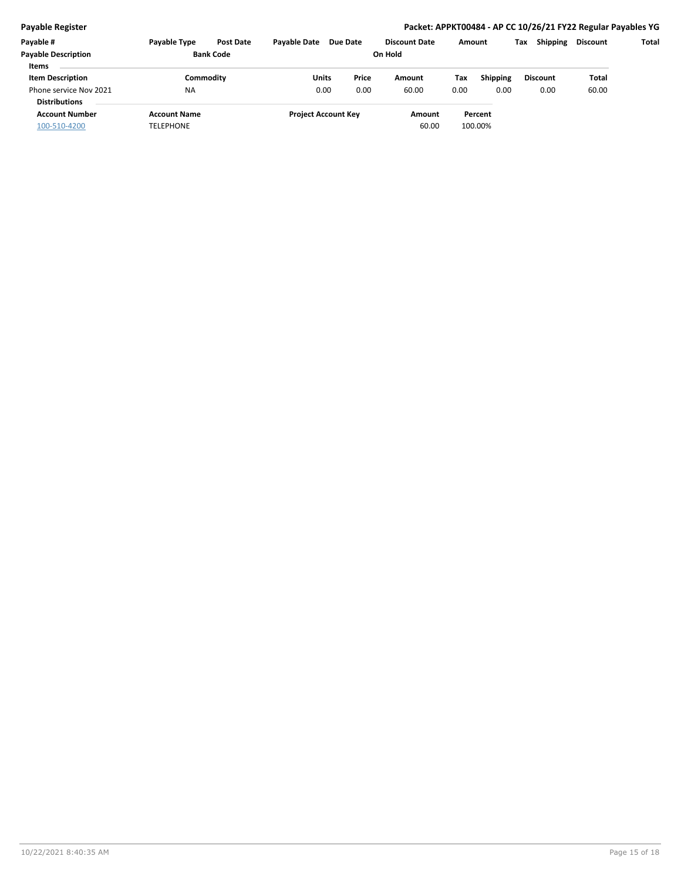| Payable # | Payable Type | Post Date | Payable Date | Due Date | Discount Date | Amount | Tax | Shipping | Discount | Total |
|---|---|---|---|---|---|---|---|---|---|---|
| Payable Description | | Bank Code | | | On Hold | | | | | |

**Items**

| Item Description | Commodity | Units | Price | Amount | Tax | Shipping | Discount | Total |
|---|---|---|---|---|---|---|---|---|
| Phone service Nov 2021 | NA | 0.00 | 0.00 | 60.00 | 0.00 | 0.00 | 0.00 | 60.00 |

**Distributions**

| Account Number | Account Name | Project Account Key | Amount | Percent |
|---|---|---|---|---|
| 100-510-4200 | TELEPHONE | | 60.00 | 100.00% |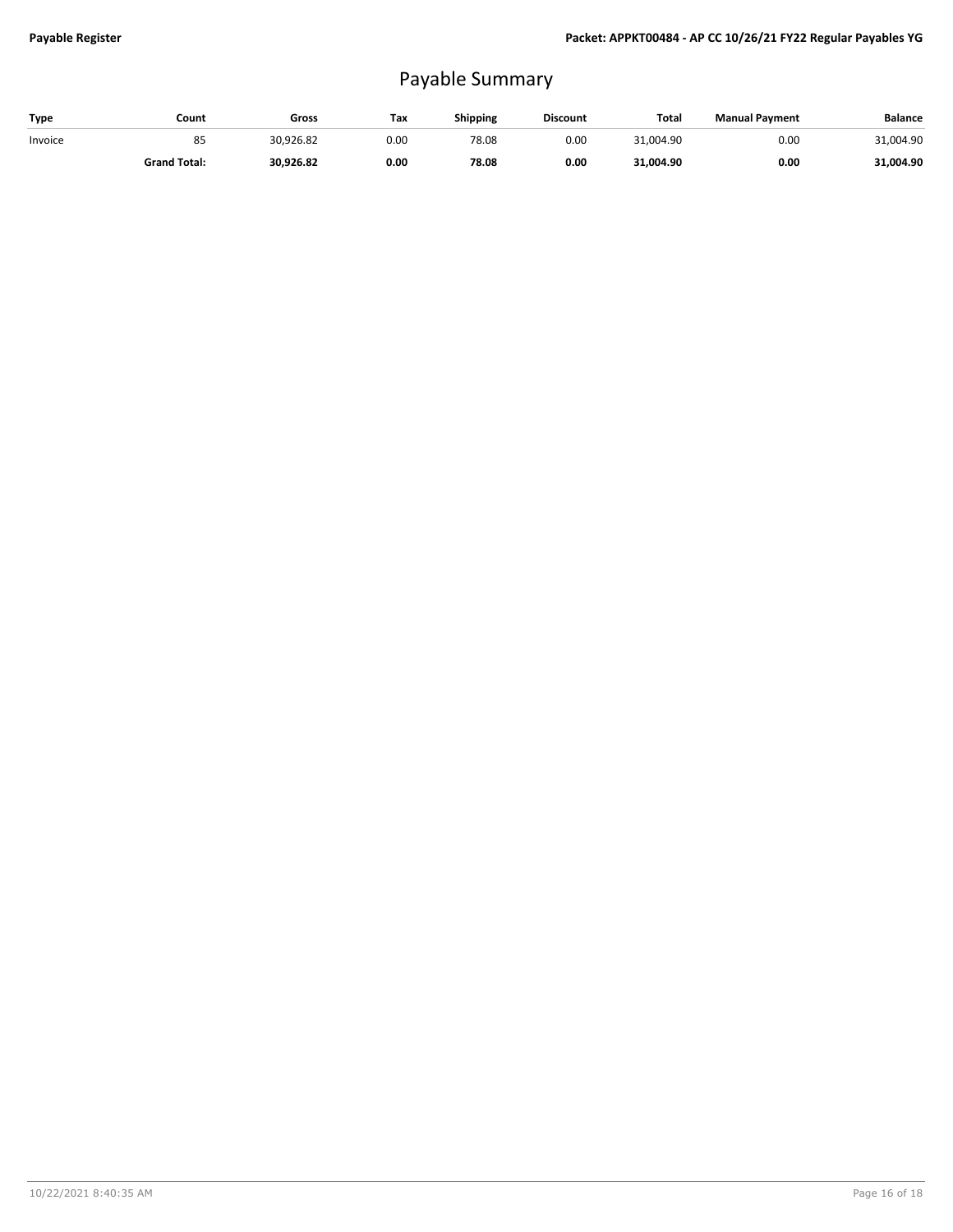# Payable Summary

| Type | Count | Gross | Tax | Shipping | Discount | Total | Manual Payment | Balance |
|---|---|---|---|---|---|---|---|---|
| Invoice | 85 | 30,926.82 | 0.00 | 78.08 | 0.00 | 31,004.90 | 0.00 | 31,004.90 |
| | **Grand Total:** | **30,926.82** | **0.00** | **78.08** | **0.00** | **31,004.90** | **0.00** | **31,004.90** |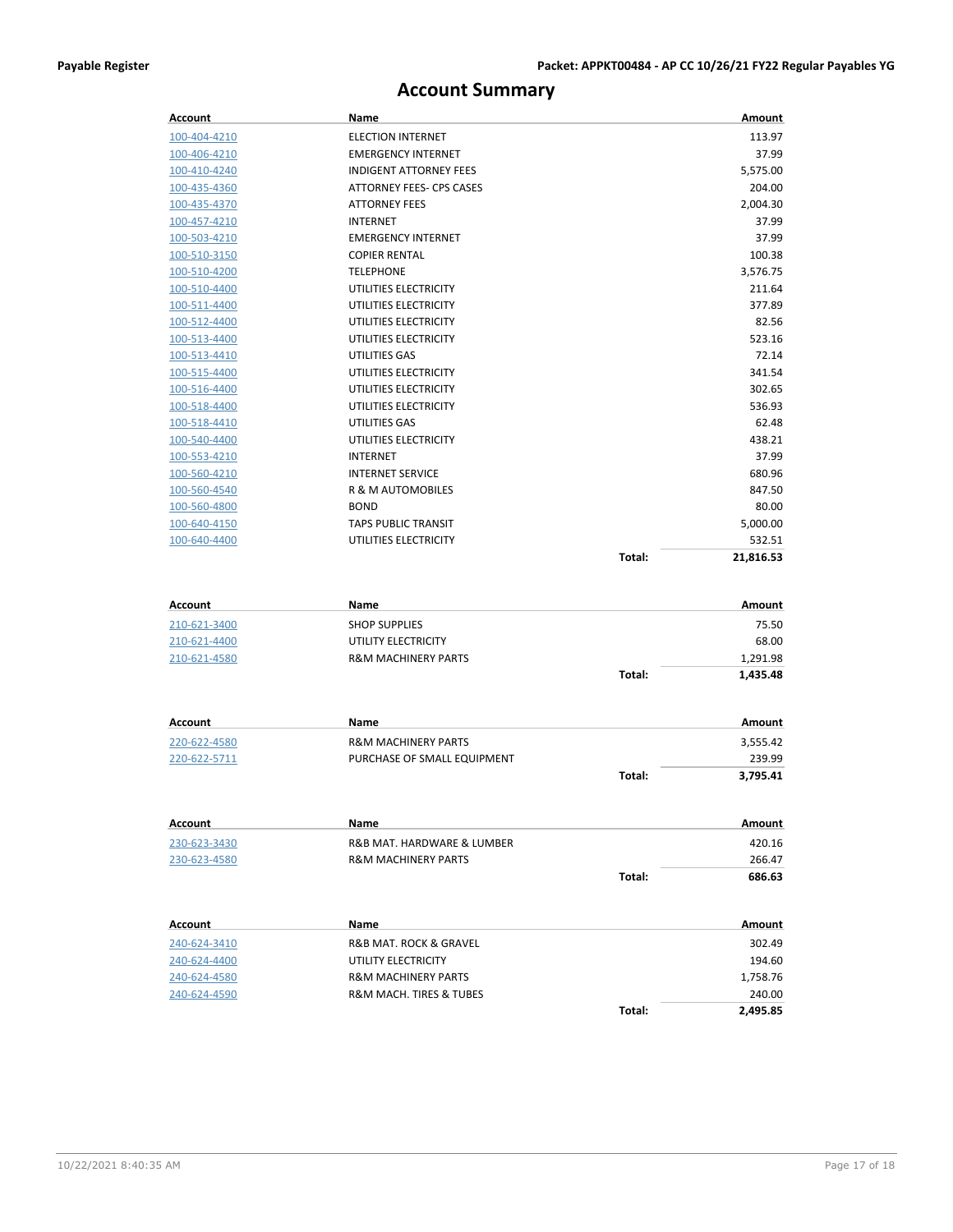# Account Summary

| Account | Name | | Amount |
|---|---|---|---|
| 100-404-4210 | ELECTION INTERNET | | 113.97 |
| 100-406-4210 | EMERGENCY INTERNET | | 37.99 |
| 100-410-4240 | INDIGENT ATTORNEY FEES | | 5,575.00 |
| 100-435-4360 | ATTORNEY FEES- CPS CASES | | 204.00 |
| 100-435-4370 | ATTORNEY FEES | | 2,004.30 |
| 100-457-4210 | INTERNET | | 37.99 |
| 100-503-4210 | EMERGENCY INTERNET | | 37.99 |
| 100-510-3150 | COPIER RENTAL | | 100.38 |
| 100-510-4200 | TELEPHONE | | 3,576.75 |
| 100-510-4400 | UTILITIES ELECTRICITY | | 211.64 |
| 100-511-4400 | UTILITIES ELECTRICITY | | 377.89 |
| 100-512-4400 | UTILITIES ELECTRICITY | | 82.56 |
| 100-513-4400 | UTILITIES ELECTRICITY | | 523.16 |
| 100-513-4410 | UTILITIES GAS | | 72.14 |
| 100-515-4400 | UTILITIES ELECTRICITY | | 341.54 |
| 100-516-4400 | UTILITIES ELECTRICITY | | 302.65 |
| 100-518-4400 | UTILITIES ELECTRICITY | | 536.93 |
| 100-518-4410 | UTILITIES GAS | | 62.48 |
| 100-540-4400 | UTILITIES ELECTRICITY | | 438.21 |
| 100-553-4210 | INTERNET | | 37.99 |
| 100-560-4210 | INTERNET SERVICE | | 680.96 |
| 100-560-4540 | R & M AUTOMOBILES | | 847.50 |
| 100-560-4800 | BOND | | 80.00 |
| 100-640-4150 | TAPS PUBLIC TRANSIT | | 5,000.00 |
| 100-640-4400 | UTILITIES ELECTRICITY | | 532.51 |
| | | **Total:** | **21,816.53** |

| Account | Name | | Amount |
|---|---|---|---|
| 210-621-3400 | SHOP SUPPLIES | | 75.50 |
| 210-621-4400 | UTILITY ELECTRICITY | | 68.00 |
| 210-621-4580 | R&M MACHINERY PARTS | | 1,291.98 |
| | | **Total:** | **1,435.48** |

| Account | Name | | Amount |
|---|---|---|---|
| 220-622-4580 | R&M MACHINERY PARTS | | 3,555.42 |
| 220-622-5711 | PURCHASE OF SMALL EQUIPMENT | | 239.99 |
| | | **Total:** | **3,795.41** |

| Account | Name | | Amount |
|---|---|---|---|
| 230-623-3430 | R&B MAT. HARDWARE & LUMBER | | 420.16 |
| 230-623-4580 | R&M MACHINERY PARTS | | 266.47 |
| | | **Total:** | **686.63** |

| Account | Name | | Amount |
|---|---|---|---|
| 240-624-3410 | R&B MAT. ROCK & GRAVEL | | 302.49 |
| 240-624-4400 | UTILITY ELECTRICITY | | 194.60 |
| 240-624-4580 | R&M MACHINERY PARTS | | 1,758.76 |
| 240-624-4590 | R&M MACH. TIRES & TUBES | | 240.00 |
| | | **Total:** | **2,495.85** |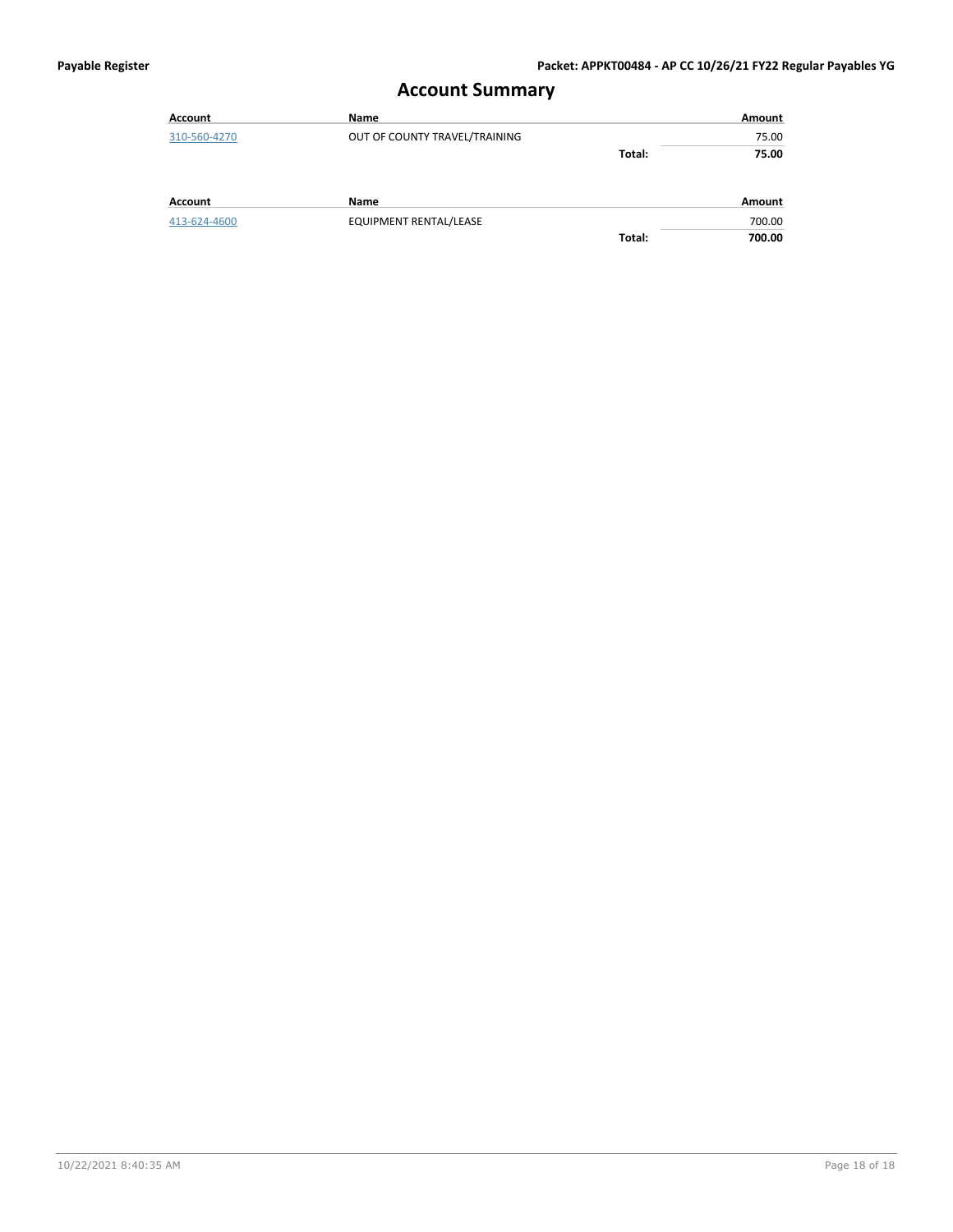## Account Summary

| Account | Name | | Amount |
| --- | --- | --- | --- |
| 310-560-4270 | OUT OF COUNTY TRAVEL/TRAINING | | 75.00 |
| | | **Total:** | **75.00** |

| Account | Name | | Amount |
| --- | --- | --- | --- |
| 413-624-4600 | EQUIPMENT RENTAL/LEASE | | 700.00 |
| | | **Total:** | **700.00** |